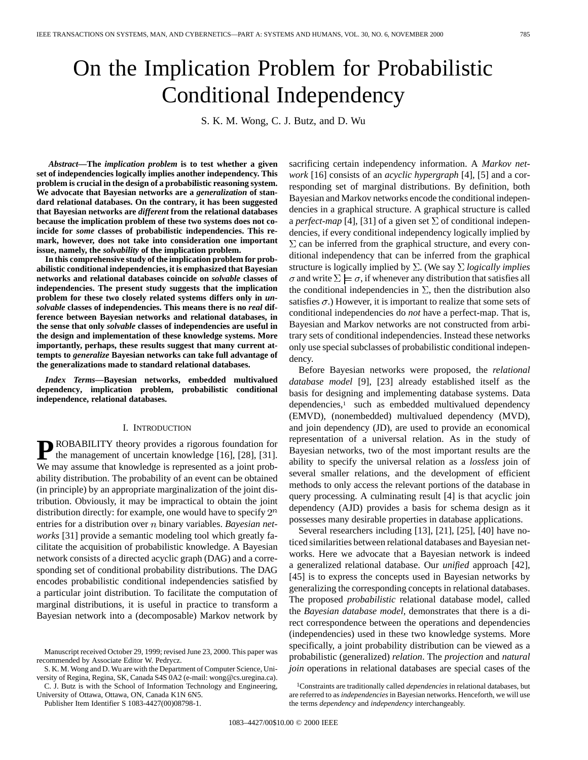# On the Implication Problem for Probabilistic Conditional Independency

S. K. M. Wong, C. J. Butz, and D. Wu

***Abstract*—The *implication problem* is to test whether a given set of independencies logically implies another independency. This problem is crucial in the design of a probabilistic reasoning system. We advocate that Bayesian networks are a *generalization* of standard relational databases. On the contrary, it has been suggested that Bayesian networks are *different* from the relational databases because the implication problem of these two systems does not coincide for *some* classes of probabilistic independencies. This remark, however, does not take into consideration one important issue, namely, the *solvability* of the implication problem.**

**In this comprehensive study of the implication problem for probabilistic conditional independencies, it is emphasized that Bayesian networks and relational databases coincide on *solvable* classes of independencies. The present study suggests that the implication problem for these two closely related systems differs only in *unsolvable* classes of independencies. This means there is no *real* difference between Bayesian networks and relational databases, in the sense that only *solvable* classes of independencies are useful in the design and implementation of these knowledge systems. More importantly, perhaps, these results suggest that many current attempts to *generalize* Bayesian networks can take full advantage of the generalizations made to standard relational databases.**

***Index Terms*—Bayesian networks, embedded multivalued dependency, implication problem, probabilistic conditional independence, relational databases.**

## I. INTRODUCTION

PROBABILITY theory provides a rigorous foundation for the management of uncertain knowledge [16], [28], [31]. We may assume that knowledge is represented as a joint probability distribution. The probability of an event can be obtained (in principle) by an appropriate marginalization of the joint distribution. Obviously, it may be impractical to obtain the joint distribution directly: for example, one would have to specify $2^n$ entries for a distribution over $n$ binary variables. *Bayesian networks* [31] provide a semantic modeling tool which greatly facilitate the acquisition of probabilistic knowledge. A Bayesian network consists of a directed acyclic graph (DAG) and a corresponding set of conditional probability distributions. The DAG encodes probabilistic conditional independencies satisfied by a particular joint distribution. To facilitate the computation of marginal distributions, it is useful in practice to transform a Bayesian network into a (decomposable) Markov network by sacrificing certain independency information. A *Markov network* [16] consists of an *acyclic hypergraph* [4], [5] and a corresponding set of marginal distributions. By definition, both Bayesian and Markov networks encode the conditional independencies in a graphical structure. A graphical structure is called a *perfect-map* [4], [31] of a given set $\Sigma$ of conditional independencies, if every conditional independency logically implied by $\Sigma$ can be inferred from the graphical structure, and every conditional independency that can be inferred from the graphical structure is logically implied by $\Sigma$. (We say $\Sigma$ *logically implies* $\sigma$ and write $\Sigma \models \sigma$, if whenever any distribution that satisfies all the conditional independencies in $\Sigma$, then the distribution also satisfies $\sigma$.) However, it is important to realize that some sets of conditional independencies do *not* have a perfect-map. That is, Bayesian and Markov networks are not constructed from arbitrary sets of conditional independencies. Instead these networks only use special subclasses of probabilistic conditional independency.

Before Bayesian networks were proposed, the *relational database model* [9], [23] already established itself as the basis for designing and implementing database systems. Data dependencies,[1] such as embedded multivalued dependency (EMVD), (nonembedded) multivalued dependency (MVD), and join dependency (JD), are used to provide an economical representation of a universal relation. As in the study of Bayesian networks, two of the most important results are the ability to specify the universal relation as a *lossless* join of several smaller relations, and the development of efficient methods to only access the relevant portions of the database in query processing. A culminating result [4] is that acyclic join dependency (AJD) provides a basis for schema design as it possesses many desirable properties in database applications.

Several researchers including [13], [21], [25], [40] have noticed similarities between relational databases and Bayesian networks. Here we advocate that a Bayesian network is indeed a generalized relational database. Our *unified* approach [42], [45] is to express the concepts used in Bayesian networks by generalizing the corresponding concepts in relational databases. The proposed *probabilistic* relational database model, called the *Bayesian database model*, demonstrates that there is a direct correspondence between the operations and dependencies (independencies) used in these two knowledge systems. More specifically, a joint probability distribution can be viewed as a probabilistic (generalized) *relation*. The *projection* and *natural join* operations in relational databases are special cases of the

Manuscript received October 29, 1999; revised June 23, 2000. This paper was recommended by Associate Editor W. Pedrycz.

S. K. M. Wong and D. Wu are with the Department of Computer Science, University of Regina, Regina, SK, Canada S4S 0A2 (e-mail: wong@cs.uregina.ca).

C. J. Butz is with the School of Information Technology and Engineering, University of Ottawa, Ottawa, ON, Canada K1N 6N5.

Publisher Item Identifier S 1083-4427(00)08798-1.

[1]Constraints are traditionally called *dependencies* in relational databases, but are referred to as *independencies* in Bayesian networks. Henceforth, we will use the terms *dependency* and *independency* interchangeably.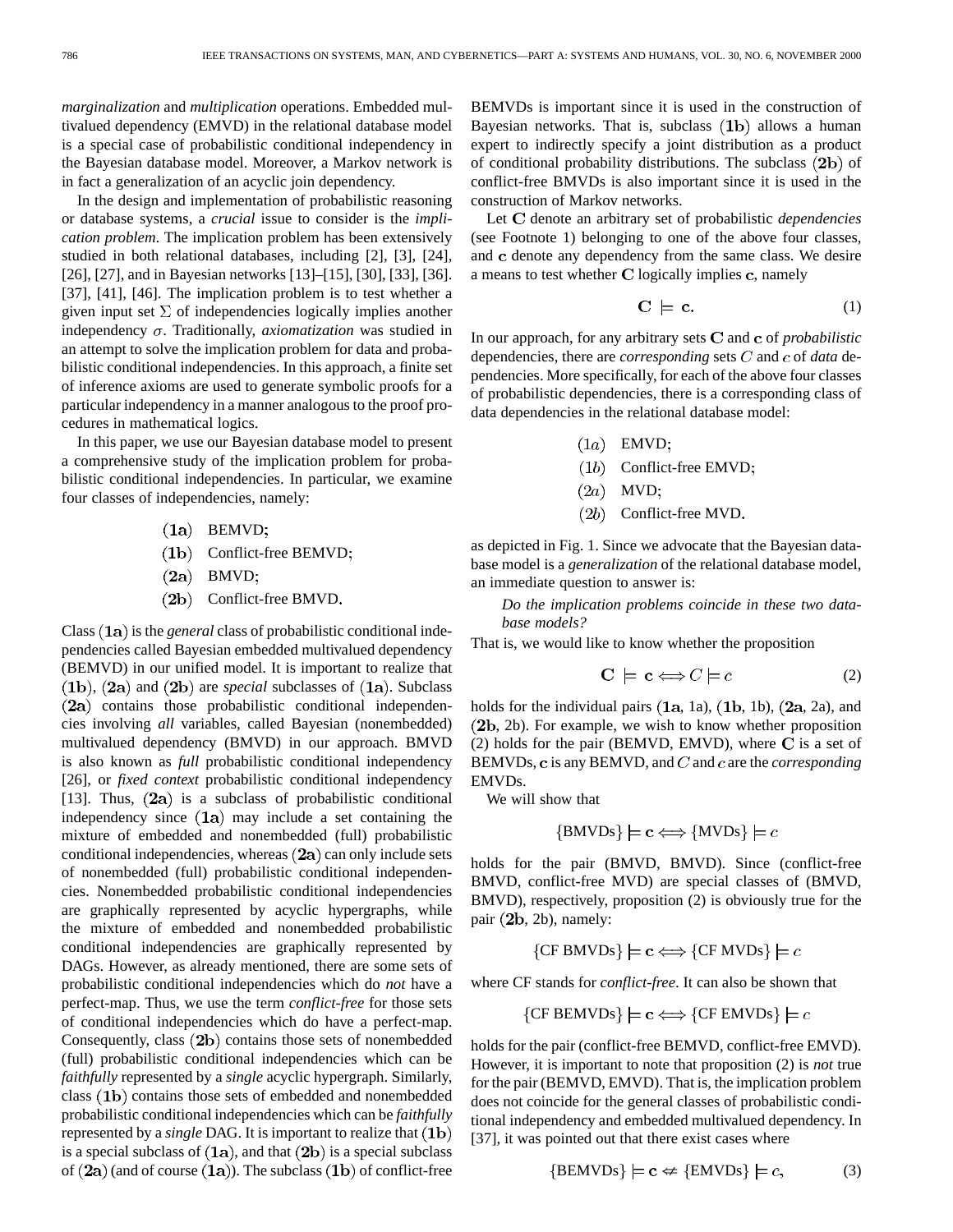*marginalization* and *multiplication* operations. Embedded multivalued dependency (EMVD) in the relational database model is a special case of probabilistic conditional independency in the Bayesian database model. Moreover, a Markov network is in fact a generalization of an acyclic join dependency.

In the design and implementation of probabilistic reasoning or database systems, a *crucial* issue to consider is the *implication problem*. The implication problem has been extensively studied in both relational databases, including [2], [3], [24], [26], [27], and in Bayesian networks [13]–[15], [30], [33], [36]. [37], [41], [46]. The implication problem is to test whether a given input set $\Sigma$ of independencies logically implies another independency $\sigma$. Traditionally, *axiomatization* was studied in an attempt to solve the implication problem for data and probabilistic conditional independencies. In this approach, a finite set of inference axioms are used to generate symbolic proofs for a particular independency in a manner analogous to the proof procedures in mathematical logics.

In this paper, we use our Bayesian database model to present a comprehensive study of the implication problem for probabilistic conditional independencies. In particular, we examine four classes of independencies, namely:

- $(\mathbf{1a})$ BEMVD;
- $(\mathbf{1b})$ Conflict-free BEMVD;
- $(\mathbf{2a})$ BMVD;
- $(\mathbf{2b})$ Conflict-free BMVD.

Class $(\mathbf{1a})$ is the *general* class of probabilistic conditional independencies called Bayesian embedded multivalued dependency (BEMVD) in our unified model. It is important to realize that $(\mathbf{1b})$, $(\mathbf{2a})$ and $(\mathbf{2b})$ are *special* subclasses of $(\mathbf{1a})$. Subclass $(\mathbf{2a})$ contains those probabilistic conditional independencies involving *all* variables, called Bayesian (nonembedded) multivalued dependency (BMVD) in our approach. BMVD is also known as *full* probabilistic conditional independency [26], or *fixed context* probabilistic conditional independency [13]. Thus, $(\mathbf{2a})$ is a subclass of probabilistic conditional independency since $(\mathbf{1a})$ may include a set containing the mixture of embedded and nonembedded (full) probabilistic conditional independencies, whereas $(\mathbf{2a})$ can only include sets of nonembedded (full) probabilistic conditional independencies. Nonembedded probabilistic conditional independencies are graphically represented by acyclic hypergraphs, while the mixture of embedded and nonembedded probabilistic conditional independencies are graphically represented by DAGs. However, as already mentioned, there are some sets of probabilistic conditional independencies which do *not* have a perfect-map. Thus, we use the term *conflict-free* for those sets of conditional independencies which do have a perfect-map. Consequently, class $(\mathbf{2b})$ contains those sets of nonembedded (full) probabilistic conditional independencies which can be *faithfully* represented by a *single* acyclic hypergraph. Similarly, class $(\mathbf{1b})$ contains those sets of embedded and nonembedded probabilistic conditional independencies which can be *faithfully* represented by a *single* DAG. It is important to realize that $(\mathbf{1b})$ is a special subclass of $(\mathbf{1a})$, and that $(\mathbf{2b})$ is a special subclass of $(\mathbf{2a})$ (and of course $(\mathbf{1a})$). The subclass $(\mathbf{1b})$ of conflict-free BEMVDs is important since it is used in the construction of Bayesian networks. That is, subclass $(\mathbf{1b})$ allows a human expert to indirectly specify a joint distribution as a product of conditional probability distributions. The subclass $(\mathbf{2b})$ of conflict-free BMVDs is also important since it is used in the construction of Markov networks.

Let $\mathbf{C}$ denote an arbitrary set of probabilistic *dependencies* (see Footnote 1) belonging to one of the above four classes, and $\mathbf{c}$ denote any dependency from the same class. We desire a means to test whether $\mathbf{C}$ logically implies $\mathbf{c}$, namely

$$\mathbf{C} \models \mathbf{c}. \tag{1}$$

In our approach, for any arbitrary sets $\mathbf{C}$ and $\mathbf{c}$ of *probabilistic* dependencies, there are *corresponding* sets $C$ and $c$ of *data* dependencies. More specifically, for each of the above four classes of probabilistic dependencies, there is a corresponding class of data dependencies in the relational database model:

- $(1a)$ EMVD;
- $(1b)$ Conflict-free EMVD;
- $(2a)$ MVD;
- $(2b)$ Conflict-free MVD.

as depicted in Fig. 1. Since we advocate that the Bayesian database model is a *generalization* of the relational database model, an immediate question to answer is:

> *Do the implication problems coincide in these two database models?*

That is, we would like to know whether the proposition

$$\mathbf{C} \models \mathbf{c} \Longleftrightarrow C \models c \tag{2}$$

holds for the individual pairs $(\mathbf{1a}$, 1a), $(\mathbf{1b}$, 1b), $(\mathbf{2a}$, 2a), and $(\mathbf{2b}$, 2b). For example, we wish to know whether proposition (2) holds for the pair (BEMVD, EMVD), where $\mathbf{C}$ is a set of BEMVDs, $\mathbf{c}$ is any BEMVD, and $C$ and $c$ are the *corresponding* EMVDs.

We will show that

$$\{\text{BMVDs}\} \models \mathbf{c} \Longleftrightarrow \{\text{MVDs}\} \models c$$

holds for the pair (BMVD, BMVD). Since (conflict-free BMVD, conflict-free MVD) are special classes of (BMVD, BMVD), respectively, proposition (2) is obviously true for the pair $(\mathbf{2b}$, 2b), namely:

$$\{\text{CF BMVDs}\} \models \mathbf{c} \Longleftrightarrow \{\text{CF MVDs}\} \models c$$

where CF stands for *conflict-free*. It can also be shown that

$$\{\text{CF BEMVDs}\} \models \mathbf{c} \Longleftrightarrow \{\text{CF EMVDs}\} \models c$$

holds for the pair (conflict-free BEMVD, conflict-free EMVD). However, it is important to note that proposition (2) is *not* true for the pair (BEMVD, EMVD). That is, the implication problem does not coincide for the general classes of probabilistic conditional independency and embedded multivalued dependency. In [37], it was pointed out that there exist cases where

$$\{\text{BEMVDs}\} \models \mathbf{c} \not\Leftarrow \{\text{EMVDs}\} \models c, \tag{3}$$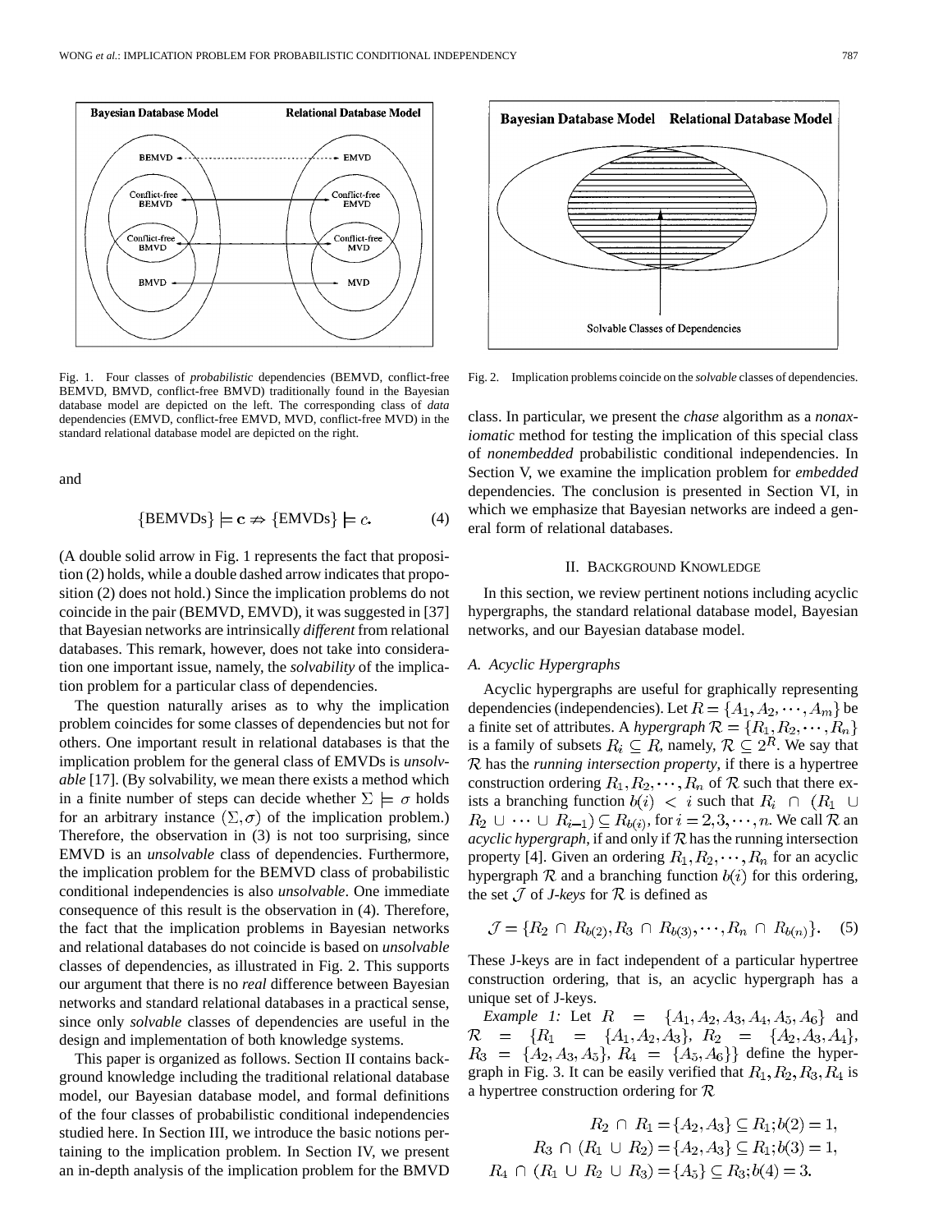Fig. 1. Four classes of *probabilistic* dependencies (BEMVD, conflict-free BEMVD, BMVD, conflict-free BMVD) traditionally found in the Bayesian database model are depicted on the left. The corresponding class of *data* dependencies (EMVD, conflict-free EMVD, MVD, conflict-free MVD) in the standard relational database model are depicted on the right.

Fig. 2. Implication problems coincide on the *solvable* classes of dependencies.

and

$$\{\text{BEMVDs}\} \models \mathbf{c} \nRightarrow \{\text{EMVDs}\} \models c. \tag{4}$$

(A double solid arrow in Fig. 1 represents the fact that proposition (2) holds, while a double dashed arrow indicates that proposition (2) does not hold.) Since the implication problems do not coincide in the pair (BEMVD, EMVD), it was suggested in [37] that Bayesian networks are intrinsically *different* from relational databases. This remark, however, does not take into consideration one important issue, namely, the *solvability* of the implication problem for a particular class of dependencies.

The question naturally arises as to why the implication problem coincides for some classes of dependencies but not for others. One important result in relational databases is that the implication problem for the general class of EMVDs is *unsolvable* [17]. (By solvability, we mean there exists a method which in a finite number of steps can decide whether $\Sigma \models \sigma$ holds for an arbitrary instance $(\Sigma, \sigma)$ of the implication problem.) Therefore, the observation in (3) is not too surprising, since EMVD is an *unsolvable* class of dependencies. Furthermore, the implication problem for the BEMVD class of probabilistic conditional independencies is also *unsolvable*. One immediate consequence of this result is the observation in (4). Therefore, the fact that the implication problems in Bayesian networks and relational databases do not coincide is based on *unsolvable* classes of dependencies, as illustrated in Fig. 2. This supports our argument that there is no *real* difference between Bayesian networks and standard relational databases in a practical sense, since only *solvable* classes of dependencies are useful in the design and implementation of both knowledge systems.

This paper is organized as follows. Section II contains background knowledge including the traditional relational database model, our Bayesian database model, and formal definitions of the four classes of probabilistic conditional independencies studied here. In Section III, we introduce the basic notions pertaining to the implication problem. In Section IV, we present an in-depth analysis of the implication problem for the BMVD class. In particular, we present the *chase* algorithm as a *nonaxiomatic* method for testing the implication of this special class of *nonembedded* probabilistic conditional independencies. In Section V, we examine the implication problem for *embedded* dependencies. The conclusion is presented in Section VI, in which we emphasize that Bayesian networks are indeed a general form of relational databases.

## II. Background Knowledge

In this section, we review pertinent notions including acyclic hypergraphs, the standard relational database model, Bayesian networks, and our Bayesian database model.

### A. Acyclic Hypergraphs

Acyclic hypergraphs are useful for graphically representing dependencies (independencies). Let $R = \{A_1, A_2, \cdots, A_m\}$ be a finite set of attributes. A *hypergraph* $\mathcal{R} = \{R_1, R_2, \cdots, R_n\}$ is a family of subsets $R_i \subseteq R$, namely, $\mathcal{R} \subseteq 2^R$. We say that $\mathcal{R}$ has the *running intersection property*, if there is a hypertree construction ordering $R_1, R_2, \cdots, R_n$ of $\mathcal{R}$ such that there exists a branching function $b(i) < i$ such that $R_i \cap (R_1 \cup R_2 \cup \cdots \cup R_{i-1}) \subseteq R_{b(i)}$, for $i = 2, 3, \cdots, n$. We call $\mathcal{R}$ an *acyclic hypergraph*, if and only if $\mathcal{R}$ has the running intersection property [4]. Given an ordering $R_1, R_2, \cdots, R_n$ for an acyclic hypergraph $\mathcal{R}$ and a branching function $b(i)$ for this ordering, the set $\mathcal{J}$ of *J-keys* for $\mathcal{R}$ is defined as

$$\mathcal{J} = \{R_2 \cap R_{b(2)}, R_3 \cap R_{b(3)}, \cdots, R_n \cap R_{b(n)}\}. \tag{5}$$

These J-keys are in fact independent of a particular hypertree construction ordering, that is, an acyclic hypergraph has a unique set of J-keys.

*Example 1:* Let $R = \{A_1, A_2, A_3, A_4, A_5, A_6\}$ and $\mathcal{R} = \{R_1 = \{A_1, A_2, A_3\},\ R_2 = \{A_2, A_3, A_4\},\ R_3 = \{A_2, A_3, A_5\},\ R_4 = \{A_5, A_6\}\}$ define the hypergraph in Fig. 3. It can be easily verified that $R_1, R_2, R_3, R_4$ is a hypertree construction ordering for $\mathcal{R}$

$$R_2 \cap R_1 = \{A_2, A_3\} \subseteq R_1; b(2) = 1,$$
$$R_3 \cap (R_1 \cup R_2) = \{A_2, A_3\} \subseteq R_1; b(3) = 1,$$
$$R_4 \cap (R_1 \cup R_2 \cup R_3) = \{A_5\} \subseteq R_3; b(4) = 3.$$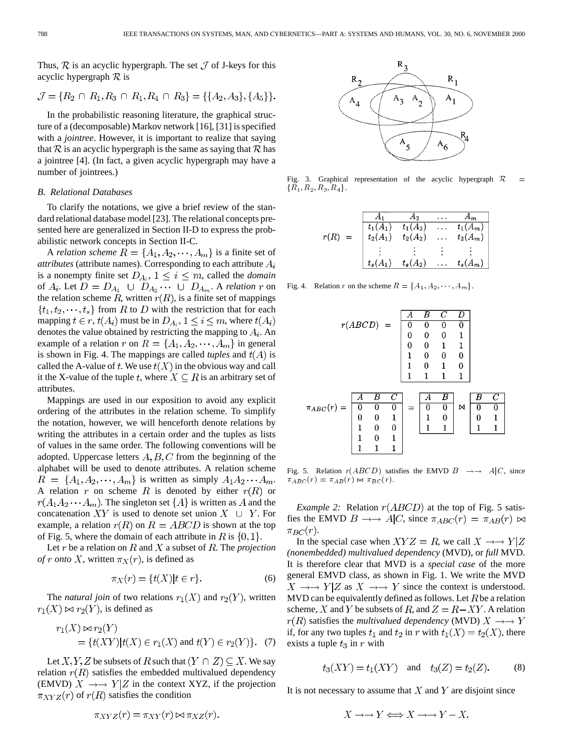Thus, $\mathcal{R}$ is an acyclic hypergraph. The set $\mathcal{J}$ of J-keys for this acyclic hypergraph $\mathcal{R}$ is

$$\mathcal{J} = \{R_2 \cap R_1, R_3 \cap R_1, R_4 \cap R_3\} = \{\{A_2, A_3\}, \{A_5\}\}.$$

In the probabilistic reasoning literature, the graphical structure of a (decomposable) Markov network [16], [31] is specified with a *jointree*. However, it is important to realize that saying that $\mathcal{R}$ is an acyclic hypergraph is the same as saying that $\mathcal{R}$ has a jointree [4]. (In fact, a given acyclic hypergraph may have a number of jointrees.)

### B. Relational Databases

To clarify the notations, we give a brief review of the standard relational database model [23]. The relational concepts presented here are generalized in Section II-D to express the probabilistic network concepts in Section II-C.

A *relation scheme* $R = \{A_1, A_2, \cdots, A_m\}$ is a finite set of *attributes* (attribute names). Corresponding to each attribute $A_i$ is a nonempty finite set $D_{A_i}$, $1 \leq i \leq m$, called the *domain* of $A_i$. Let $D = D_{A_1} \cup D_{A_2} \cdots \cup D_{A_m}$. A *relation* $r$ on the relation scheme $R$, written $r(R)$, is a finite set of mappings $\{t_1, t_2, \cdots, t_s\}$ from $R$ to $D$ with the restriction that for each mapping $t \in r$, $t(A_i)$ must be in $D_{A_i}$, $1 \leq i \leq m$, where $t(A_i)$ denotes the value obtained by restricting the mapping to $A_i$. An example of a relation $r$ on $R = \{A_1, A_2, \cdots, A_m\}$ in general is shown in Fig. 4. The mappings are called *tuples* and $t(A)$ is called the A-value of $t$. We use $t(X)$ in the obvious way and call it the X-value of the tuple $t$, where $X \subseteq R$ is an arbitrary set of attributes.

Mappings are used in our exposition to avoid any explicit ordering of the attributes in the relation scheme. To simplify the notation, however, we will henceforth denote relations by writing the attributes in a certain order and the tuples as lists of values in the same order. The following conventions will be adopted. Uppercase letters $A, B, C$ from the beginning of the alphabet will be used to denote attributes. A relation scheme $R = \{A_1, A_2, \cdots, A_m\}$ is written as simply $A_1 A_2 \cdots A_m$. A relation $r$ on scheme $R$ is denoted by either $r(R)$ or $r(A_1 A_2 \cdots A_m)$. The singleton set $\{A\}$ is written as $A$ and the concatenation $XY$ is used to denote set union $X \cup Y$. For example, a relation $r(R)$ on $R = ABCD$ is shown at the top of Fig. 5, where the domain of each attribute in $R$ is $\{0, 1\}$.

Let $r$ be a relation on $R$ and $X$ a subset of $R$. The *projection of $r$ onto $X$*, written $\pi_X(r)$, is defined as

$$\pi_X(r) = \{t(X) | t \in r\}. \tag{6}$$

The *natural join* of two relations $r_1(X)$ and $r_2(Y)$, written $r_1(X) \bowtie r_2(Y)$, is defined as

$$r_1(X) \bowtie r_2(Y) = \{t(XY) | t(X) \in r_1(X) \text{ and } t(Y) \in r_2(Y)\}. \tag{7}$$

Let $X, Y, Z$ be subsets of $R$ such that $(Y \cap Z) \subseteq X$. We say relation $r(R)$ satisfies the embedded multivalued dependency (EMVD) $X \rightarrow\rightarrow Y|Z$ in the context XYZ, if the projection $\pi_{XYZ}(r)$ of $r(R)$ satisfies the condition

$$\pi_{XYZ}(r) = \pi_{XY}(r) \bowtie \pi_{XZ}(r).$$

Fig. 3. Graphical representation of the acyclic hypergraph $\mathcal{R} = \{R_1, R_2, R_3, R_4\}$.

$r(R) =$

| $A_1$ | $A_2$ | $\dots$ | $A_m$ |
|---|---|---|---|
| $t_1(A_1)$ | $t_1(A_2)$ | $\dots$ | $t_1(A_m)$ |
| $t_2(A_1)$ | $t_2(A_2)$ | $\dots$ | $t_2(A_m)$ |
| $\vdots$ | $\vdots$ | $\vdots$ | $\vdots$ |
| $t_s(A_1)$ | $t_s(A_2)$ | $\dots$ | $t_s(A_m)$ |

Fig. 4. Relation $r$ on the scheme $R = \{A_1, A_2, \cdots, A_m\}$.

$r(ABCD) =$

| A | B | C | D |
|---|---|---|---|
| 0 | 0 | 0 | 0 |
| 0 | 0 | 0 | 1 |
| 0 | 0 | 1 | 1 |
| 1 | 0 | 0 | 0 |
| 1 | 0 | 1 | 0 |
| 1 | 1 | 1 | 1 |

$\pi_{ABC}(r) =$

| A | B | C |
|---|---|---|
| 0 | 0 | 0 |
| 0 | 0 | 1 |
| 1 | 0 | 0 |
| 1 | 0 | 1 |
| 1 | 1 | 1 |

$=$

| A | B |
|---|---|
| 0 | 0 |
| 1 | 0 |
| 1 | 1 |

$\bowtie$

| B | C |
|---|---|
| 0 | 0 |
| 0 | 1 |
| 1 | 1 |

Fig. 5. Relation $r(ABCD)$ satisfies the EMVD $B \rightarrow\rightarrow A|C$, since $\pi_{ABC}(r) = \pi_{AB}(r) \bowtie \pi_{BC}(r)$.

*Example 2:* Relation $r(ABCD)$ at the top of Fig. 5 satisfies the EMVD $B \rightarrow\rightarrow A|C$, since $\pi_{ABC}(r) = \pi_{AB}(r) \bowtie \pi_{BC}(r)$.

In the special case when $XYZ = R$, we call $X \rightarrow\rightarrow Y|Z$ *(nonembedded) multivalued dependency* (MVD), or *full* MVD. It is therefore clear that MVD is a *special case* of the more general EMVD class, as shown in Fig. 1. We write the MVD $X \rightarrow\rightarrow Y|Z$ as $X \rightarrow\rightarrow Y$ since the context is understood. MVD can be equivalently defined as follows. Let $R$ be a relation scheme, $X$ and $Y$ be subsets of $R$, and $Z = R - XY$. A relation $r(R)$ satisfies the *multivalued dependency* (MVD) $X \rightarrow\rightarrow Y$ if, for any two tuples $t_1$ and $t_2$ in $r$ with $t_1(X) = t_2(X)$, there exists a tuple $t_3$ in $r$ with

$$t_3(XY) = t_1(XY) \quad \text{and} \quad t_3(Z) = t_2(Z). \tag{8}$$

It is not necessary to assume that $X$ and $Y$ are disjoint since

$$X \rightarrow\rightarrow Y \Longleftrightarrow X \rightarrow\rightarrow Y - X.$$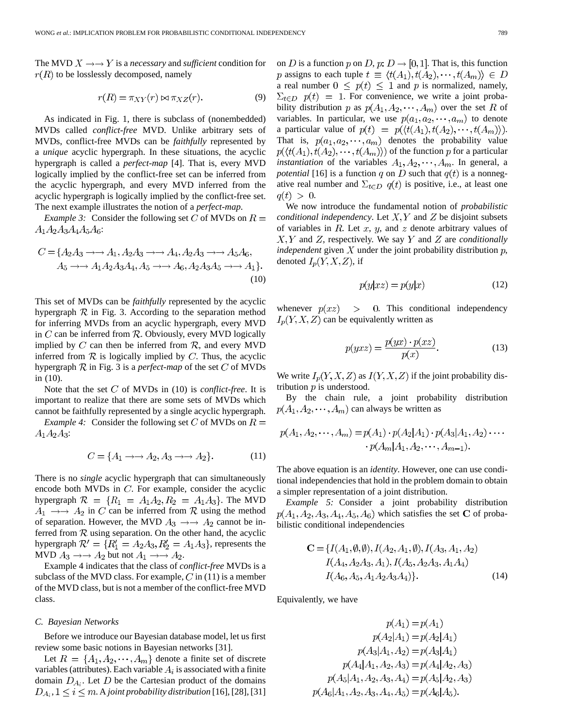The MVD $X \rightarrow\rightarrow Y$ is a *necessary* and *sufficient* condition for $r(R)$ to be losslessly decomposed, namely

$$r(R) = \pi_{XY}(r) \bowtie \pi_{XZ}(r). \tag{9}$$

As indicated in Fig. 1, there is subclass of (nonembedded) MVDs called *conflict-free* MVD. Unlike arbitrary sets of MVDs, conflict-free MVDs can be *faithfully* represented by a *unique* acyclic hypergraph. In these situations, the acyclic hypergraph is called a *perfect-map* [4]. That is, every MVD logically implied by the conflict-free set can be inferred from the acyclic hypergraph, and every MVD inferred from the acyclic hypergraph is logically implied by the conflict-free set. The next example illustrates the notion of a *perfect-map*.

*Example 3:* Consider the following set $C$ of MVDs on $R = A_1A_2A_3A_4A_5A_6$:

$$C = \{A_2A_3 \rightarrow\rightarrow A_1, A_2A_3 \rightarrow\rightarrow A_4, A_2A_3 \rightarrow\rightarrow A_5A_6, A_5 \rightarrow\rightarrow A_1A_2A_3A_4, A_5 \rightarrow\rightarrow A_6, A_2A_3A_5 \rightarrow\rightarrow A_1\}. \tag{10}$$

This set of MVDs can be *faithfully* represented by the acyclic hypergraph $\mathcal{R}$ in Fig. 3. According to the separation method for inferring MVDs from an acyclic hypergraph, every MVD in $C$ can be inferred from $\mathcal{R}$. Obviously, every MVD logically implied by $C$ can then be inferred from $\mathcal{R}$, and every MVD inferred from $\mathcal{R}$ is logically implied by $C$. Thus, the acyclic hypergraph $\mathcal{R}$ in Fig. 3 is a *perfect-map* of the set $C$ of MVDs in (10).

Note that the set $C$ of MVDs in (10) is *conflict-free*. It is important to realize that there are some sets of MVDs which cannot be faithfully represented by a single acyclic hypergraph.

*Example 4:* Consider the following set $C$ of MVDs on $R = A_1A_2A_3$:

$$C = \{A_1 \rightarrow\rightarrow A_2, A_3 \rightarrow\rightarrow A_2\}. \tag{11}$$

There is no *single* acyclic hypergraph that can simultaneously encode both MVDs in $C$. For example, consider the acyclic hypergraph $\mathcal{R} = \{R_1 = A_1A_2, R_2 = A_1A_3\}$. The MVD $A_1 \rightarrow\rightarrow A_2$ in $C$ can be inferred from $\mathcal{R}$ using the method of separation. However, the MVD $A_3 \rightarrow\rightarrow A_2$ cannot be inferred from $\mathcal{R}$ using separation. On the other hand, the acyclic hypergraph $\mathcal{R}' = \{R'_1 = A_2A_3, R'_2 = A_1A_3\}$, represents the MVD $A_3 \rightarrow\rightarrow A_2$ but not $A_1 \rightarrow\rightarrow A_2$.

Example 4 indicates that the class of *conflict-free* MVDs is a subclass of the MVD class. For example, $C$ in (11) is a member of the MVD class, but is not a member of the conflict-free MVD class.

### C. Bayesian Networks

Before we introduce our Bayesian database model, let us first review some basic notions in Bayesian networks [31].

Let $R = \{A_1, A_2, \cdots, A_m\}$ denote a finite set of discrete variables (attributes). Each variable $A_i$ is associated with a finite domain $D_{A_i}$. Let $D$ be the Cartesian product of the domains $D_{A_i}, 1 \leq i \leq m$. A *joint probability distribution* [16], [28], [31] on $D$ is a function $p$ on $D$, $p: D \rightarrow [0, 1]$. That is, this function $p$ assigns to each tuple $t \equiv \langle t(A_1), t(A_2), \cdots, t(A_m)\rangle \in D$ a real number $0 \leq p(t) \leq 1$ and $p$ is normalized, namely, $\Sigma_{t \in D}\ p(t) = 1$. For convenience, we write a joint probability distribution $p$ as $p(A_1, A_2, \cdots, A_m)$ over the set $R$ of variables. In particular, we use $p(a_1, a_2, \cdots, a_m)$ to denote a particular value of $p(t) = p(\langle t(A_1), t(A_2), \cdots, t(A_m)\rangle)$. That is, $p(a_1, a_2, \cdots, a_m)$ denotes the probability value $p(\langle t(A_1), t(A_2), \cdots, t(A_m)\rangle)$ of the function $p$ for a particular *instantiation* of the variables $A_1, A_2, \cdots, A_m$. In general, a *potential* [16] is a function $q$ on $D$ such that $q(t)$ is a nonnegative real number and $\Sigma_{t \in D}\ q(t)$ is positive, i.e., at least one $q(t) > 0$.

We now introduce the fundamental notion of *probabilistic conditional independency*. Let $X, Y$ and $Z$ be disjoint subsets of variables in $R$. Let $x$, $y$, and $z$ denote arbitrary values of $X, Y$ and $Z$, respectively. We say $Y$ and $Z$ are *conditionally independent* given $X$ under the joint probability distribution $p$, denoted $I_p(Y, X, Z)$, if

$$p(y|xz) = p(y|x) \tag{12}$$

whenever $p(xz) > 0$. This conditional independency $I_p(Y, X, Z)$ can be equivalently written as

$$p(yxz) = \frac{p(yx) \cdot p(xz)}{p(x)}. \tag{13}$$

We write $I_p(Y, X, Z)$ as $I(Y, X, Z)$ if the joint probability distribution $p$ is understood.

By the chain rule, a joint probability distribution $p(A_1, A_2, \cdots, A_m)$ can always be written as

$$p(A_1, A_2, \cdots, A_m) = p(A_1) \cdot p(A_2|A_1) \cdot p(A_3|A_1, A_2) \cdot \cdots \cdot p(A_m|A_1, A_2, \cdots, A_{m-1}).$$

The above equation is an *identity*. However, one can use conditional independencies that hold in the problem domain to obtain a simpler representation of a joint distribution.

*Example 5:* Consider a joint probability distribution $p(A_1, A_2, A_3, A_4, A_5, A_6)$ which satisfies the set $\mathbf{C}$ of probabilistic conditional independencies

$$\mathbf{C} = \{I(A_1, \emptyset, \emptyset), I(A_2, A_1, \emptyset), I(A_3, A_1, A_2), I(A_4, A_2A_3, A_1), I(A_5, A_2A_3, A_1A_4), I(A_6, A_5, A_1A_2A_3A_4)\}. \tag{14}$$

Equivalently, we have

$$\begin{aligned}
p(A_1) &= p(A_1)\\
p(A_2|A_1) &= p(A_2|A_1)\\
p(A_3|A_1, A_2) &= p(A_3|A_1)\\
p(A_4|A_1, A_2, A_3) &= p(A_4|A_2, A_3)\\
p(A_5|A_1, A_2, A_3, A_4) &= p(A_5|A_2, A_3)\\
p(A_6|A_1, A_2, A_3, A_4, A_5) &= p(A_6|A_5).
\end{aligned}$$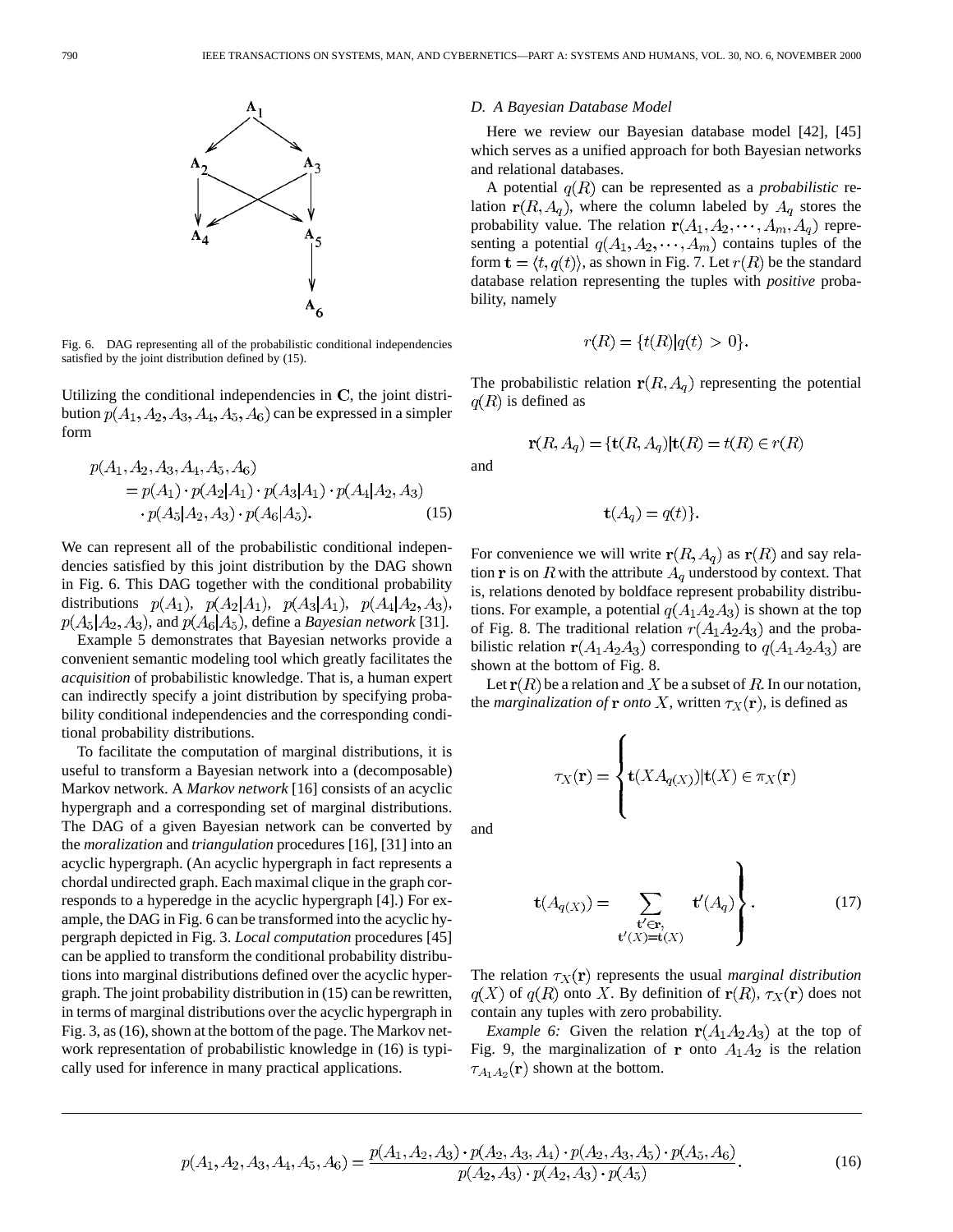Fig. 6. DAG representing all of the probabilistic conditional independencies satisfied by the joint distribution defined by (15).

Utilizing the conditional independencies in $\mathbf{C}$, the joint distribution $p(A_1, A_2, A_3, A_4, A_5, A_6)$ can be expressed in a simpler form

$$
\begin{aligned}
p(A_1, A_2, A_3, A_4, A_5, A_6) \\
&= p(A_1) \cdot p(A_2|A_1) \cdot p(A_3|A_1) \cdot p(A_4|A_2, A_3) \\
&\quad \cdot p(A_5|A_2, A_3) \cdot p(A_6|A_5). \qquad (15)
\end{aligned}
$$

We can represent all of the probabilistic conditional independencies satisfied by this joint distribution by the DAG shown in Fig. 6. This DAG together with the conditional probability distributions $p(A_1)$, $p(A_2|A_1)$, $p(A_3|A_1)$, $p(A_4|A_2, A_3)$, $p(A_5|A_2, A_3)$, and $p(A_6|A_5)$, define a *Bayesian network* [31].

Example 5 demonstrates that Bayesian networks provide a convenient semantic modeling tool which greatly facilitates the *acquisition* of probabilistic knowledge. That is, a human expert can indirectly specify a joint distribution by specifying probability conditional independencies and the corresponding conditional probability distributions.

To facilitate the computation of marginal distributions, it is useful to transform a Bayesian network into a (decomposable) Markov network. A *Markov network* [16] consists of an acyclic hypergraph and a corresponding set of marginal distributions. The DAG of a given Bayesian network can be converted by the *moralization* and *triangulation* procedures [16], [31] into an acyclic hypergraph. (An acyclic hypergraph in fact represents a chordal undirected graph. Each maximal clique in the graph corresponds to a hyperedge in the acyclic hypergraph [4].) For example, the DAG in Fig. 6 can be transformed into the acyclic hypergraph depicted in Fig. 3. *Local computation* procedures [45] can be applied to transform the conditional probability distributions into marginal distributions defined over the acyclic hypergraph. The joint probability distribution in (15) can be rewritten, in terms of marginal distributions over the acyclic hypergraph in Fig. 3, as (16), shown at the bottom of the page. The Markov network representation of probabilistic knowledge in (16) is typically used for inference in many practical applications.

### D. A Bayesian Database Model

Here we review our Bayesian database model [42], [45] which serves as a unified approach for both Bayesian networks and relational databases.

A potential $q(R)$ can be represented as a *probabilistic* relation $\mathbf{r}(R, A_q)$, where the column labeled by $A_q$ stores the probability value. The relation $\mathbf{r}(A_1, A_2, \cdots, A_m, A_q)$ representing a potential $q(A_1, A_2, \cdots, A_m)$ contains tuples of the form $\mathbf{t} = \langle t, q(t) \rangle$, as shown in Fig. 7. Let $r(R)$ be the standard database relation representing the tuples with *positive* probability, namely

$$r(R) = \{t(R) | q(t) > 0\}.$$

The probabilistic relation $\mathbf{r}(R, A_q)$ representing the potential $q(R)$ is defined as

$$\mathbf{r}(R, A_q) = \{\mathbf{t}(R, A_q) | \mathbf{t}(R) = t(R) \in r(R)$$

and

$$\mathbf{t}(A_q) = q(t)\}.$$

For convenience we will write $\mathbf{r}(R, A_q)$ as $\mathbf{r}(R)$ and say relation $\mathbf{r}$ is on $R$ with the attribute $A_q$ understood by context. That is, relations denoted by boldface represent probability distributions. For example, a potential $q(A_1A_2A_3)$ is shown at the top of Fig. 8. The traditional relation $r(A_1A_2A_3)$ and the probabilistic relation $\mathbf{r}(A_1A_2A_3)$ corresponding to $q(A_1A_2A_3)$ are shown at the bottom of Fig. 8.

Let $\mathbf{r}(R)$ be a relation and $X$ be a subset of $R$. In our notation, the *marginalization of* $\mathbf{r}$ *onto* $X$, written $\tau_X(\mathbf{r})$, is defined as

$$\tau_X(\mathbf{r}) = \left\{ \mathbf{t}(XA_{q(X)}) | \mathbf{t}(X) \in \pi_X(\mathbf{r}) \right.$$

and

$$\left. \mathbf{t}(A_{q(X)}) = \sum_{\substack{\mathbf{t}' \in \mathbf{r}, \\ \mathbf{t}'(X) = \mathbf{t}(X)}} \mathbf{t}'(A_q) \right\}. \qquad (17)$$

The relation $\tau_X(\mathbf{r})$ represents the usual *marginal distribution* $q(X)$ of $q(R)$ onto $X$. By definition of $\mathbf{r}(R)$, $\tau_X(\mathbf{r})$ does not contain any tuples with zero probability.

*Example 6:* Given the relation $\mathbf{r}(A_1A_2A_3)$ at the top of Fig. 9, the marginalization of $\mathbf{r}$ onto $A_1A_2$ is the relation $\tau_{A_1A_2}(\mathbf{r})$ shown at the bottom.

$$p(A_1, A_2, A_3, A_4, A_5, A_6) = \frac{p(A_1, A_2, A_3) \cdot p(A_2, A_3, A_4) \cdot p(A_2, A_3, A_5) \cdot p(A_5, A_6)}{p(A_2, A_3) \cdot p(A_2, A_3) \cdot p(A_5)}. \qquad (16)$$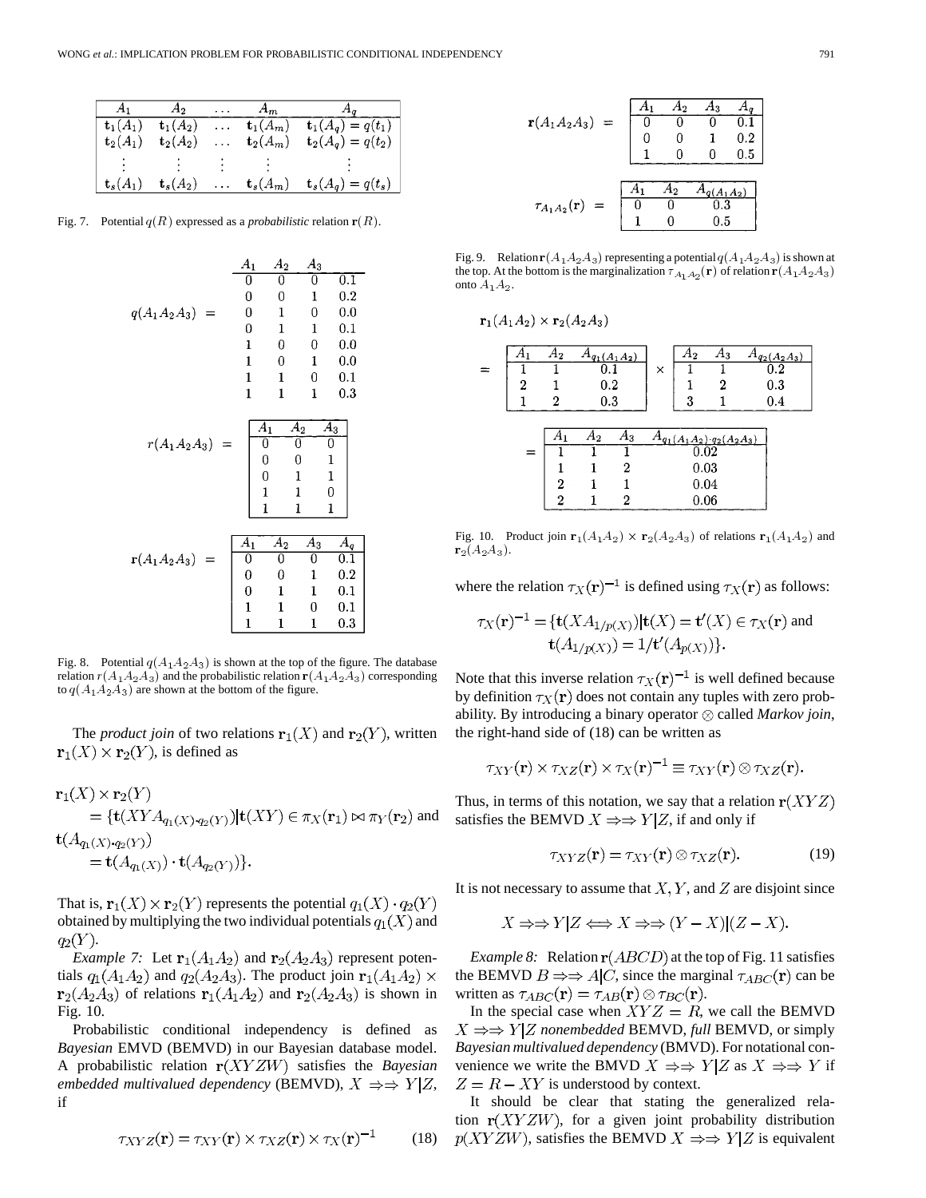| $A_1$ | $A_2$ | $\dots$ | $A_m$ | $A_q$ |
|---|---|---|---|---|
| $\mathbf{t}_1(A_1)$ | $\mathbf{t}_1(A_2)$ | $\dots$ | $\mathbf{t}_1(A_m)$ | $\mathbf{t}_1(A_q) = q(t_1)$ |
| $\mathbf{t}_2(A_1)$ | $\mathbf{t}_2(A_2)$ | $\dots$ | $\mathbf{t}_2(A_m)$ | $\mathbf{t}_2(A_q) = q(t_2)$ |
| $\vdots$ | $\vdots$ | $\vdots$ | $\vdots$ | $\vdots$ |
| $\mathbf{t}_s(A_1)$ | $\mathbf{t}_s(A_2)$ | $\dots$ | $\mathbf{t}_s(A_m)$ | $\mathbf{t}_s(A_q) = q(t_s)$ |

Fig. 7. Potential $q(R)$ expressed as a *probabilistic* relation $\mathbf{r}(R)$.

$q(A_1A_2A_3) =$

| $A_1$ | $A_2$ | $A_3$ | |
|---|---|---|---|
| 0 | 0 | 0 | 0.1 |
| 0 | 0 | 1 | 0.2 |
| 0 | 1 | 0 | 0.0 |
| 0 | 1 | 1 | 0.1 |
| 1 | 0 | 0 | 0.0 |
| 1 | 0 | 1 | 0.0 |
| 1 | 1 | 0 | 0.1 |
| 1 | 1 | 1 | 0.3 |

$r(A_1A_2A_3) =$

| $A_1$ | $A_2$ | $A_3$ |
|---|---|---|
| 0 | 0 | 0 |
| 0 | 0 | 1 |
| 0 | 1 | 1 |
| 1 | 1 | 0 |
| 1 | 1 | 1 |

$\mathbf{r}(A_1A_2A_3) =$

| $A_1$ | $A_2$ | $A_3$ | $A_q$ |
|---|---|---|---|
| 0 | 0 | 0 | 0.1 |
| 0 | 0 | 1 | 0.2 |
| 0 | 1 | 1 | 0.1 |
| 1 | 1 | 0 | 0.1 |
| 1 | 1 | 1 | 0.3 |

Fig. 8. Potential $q(A_1A_2A_3)$ is shown at the top of the figure. The database relation $r(A_1A_2A_3)$ and the probabilistic relation $\mathbf{r}(A_1A_2A_3)$ corresponding to $q(A_1A_2A_3)$ are shown at the bottom of the figure.

The *product join* of two relations $\mathbf{r}_1(X)$ and $\mathbf{r}_2(Y)$, written $\mathbf{r}_1(X) \times \mathbf{r}_2(Y)$, is defined as

$$\mathbf{r}_1(X) \times \mathbf{r}_2(Y) = \{\mathbf{t}(XYA_{q_1(X)\cdot q_2(Y)}) | \mathbf{t}(XY) \in \pi_X(\mathbf{r}_1) \bowtie \pi_Y(\mathbf{r}_2) \text{ and } \mathbf{t}(A_{q_1(X)\cdot q_2(Y)}) = \mathbf{t}(A_{q_1(X)}) \cdot \mathbf{t}(A_{q_2(Y)})\}.$$

That is, $\mathbf{r}_1(X) \times \mathbf{r}_2(Y)$ represents the potential $q_1(X)\cdot q_2(Y)$ obtained by multiplying the two individual potentials $q_1(X)$ and $q_2(Y)$.

*Example 7:* Let $\mathbf{r}_1(A_1A_2)$ and $\mathbf{r}_2(A_2A_3)$ represent potentials $q_1(A_1A_2)$ and $q_2(A_2A_3)$. The product join $\mathbf{r}_1(A_1A_2) \times \mathbf{r}_2(A_2A_3)$ of relations $\mathbf{r}_1(A_1A_2)$ and $\mathbf{r}_2(A_2A_3)$ is shown in Fig. 10.

Probabilistic conditional independency is defined as *Bayesian* EMVD (BEMVD) in our Bayesian database model. A probabilistic relation $\mathbf{r}(XYZW)$ satisfies the *Bayesian embedded multivalued dependency* (BEMVD), $X \Rightarrow\Rightarrow Y|Z$, if

$$\tau_{XYZ}(\mathbf{r}) = \tau_{XY}(\mathbf{r}) \times \tau_{XZ}(\mathbf{r}) \times \tau_X(\mathbf{r})^{-1} \tag{18}$$

$\mathbf{r}(A_1A_2A_3) =$

| $A_1$ | $A_2$ | $A_3$ | $A_q$ |
|---|---|---|---|
| 0 | 0 | 0 | 0.1 |
| 0 | 0 | 1 | 0.2 |
| 1 | 0 | 0 | 0.5 |

$\tau_{A_1A_2}(\mathbf{r}) =$

| $A_1$ | $A_2$ | $A_{q(A_1A_2)}$ |
|---|---|---|
| 0 | 0 | 0.3 |
| 1 | 0 | 0.5 |

Fig. 9. Relation $\mathbf{r}(A_1A_2A_3)$ representing a potential $q(A_1A_2A_3)$ is shown at the top. At the bottom is the marginalization $\tau_{A_1A_2}(\mathbf{r})$ of relation $\mathbf{r}(A_1A_2A_3)$ onto $A_1A_2$.

$\mathbf{r}_1(A_1A_2) \times \mathbf{r}_2(A_2A_3) =$

| $A_1$ | $A_2$ | $A_{q_1(A_1A_2)}$ |
|---|---|---|
| 1 | 1 | 0.1 |
| 2 | 1 | 0.2 |
| 1 | 2 | 0.3 |

$\times$

| $A_2$ | $A_3$ | $A_{q_2(A_2A_3)}$ |
|---|---|---|
| 1 | 1 | 0.2 |
| 1 | 2 | 0.3 |
| 3 | 1 | 0.4 |

$=$

| $A_1$ | $A_2$ | $A_3$ | $A_{q_1(A_1A_2)\cdot q_2(A_2A_3)}$ |
|---|---|---|---|
| 1 | 1 | 1 | 0.02 |
| 1 | 1 | 2 | 0.03 |
| 2 | 1 | 1 | 0.04 |
| 2 | 1 | 2 | 0.06 |

Fig. 10. Product join $\mathbf{r}_1(A_1A_2) \times \mathbf{r}_2(A_2A_3)$ of relations $\mathbf{r}_1(A_1A_2)$ and $\mathbf{r}_2(A_2A_3)$.

where the relation $\tau_X(\mathbf{r})^{-1}$ is defined using $\tau_X(\mathbf{r})$ as follows:

$$\tau_X(\mathbf{r})^{-1} = \{\mathbf{t}(XA_{1/p(X)}) | \mathbf{t}(X) = \mathbf{t}'(X) \in \tau_X(\mathbf{r}) \text{ and } \mathbf{t}(A_{1/p(X)}) = 1/\mathbf{t}'(A_{p(X)})\}.$$

Note that this inverse relation $\tau_X(\mathbf{r})^{-1}$ is well defined because by definition $\tau_X(\mathbf{r})$ does not contain any tuples with zero probability. By introducing a binary operator $\otimes$ called *Markov join*, the right-hand side of (18) can be written as

$$\tau_{XY}(\mathbf{r}) \times \tau_{XZ}(\mathbf{r}) \times \tau_X(\mathbf{r})^{-1} \equiv \tau_{XY}(\mathbf{r}) \otimes \tau_{XZ}(\mathbf{r}).$$

Thus, in terms of this notation, we say that a relation $\mathbf{r}(XYZ)$ satisfies the BEMVD $X \Rightarrow\Rightarrow Y|Z$, if and only if

$$\tau_{XYZ}(\mathbf{r}) = \tau_{XY}(\mathbf{r}) \otimes \tau_{XZ}(\mathbf{r}). \tag{19}$$

It is not necessary to assume that $X, Y$, and $Z$ are disjoint since

$$X \Rightarrow\Rightarrow Y|Z \Longleftrightarrow X \Rightarrow\Rightarrow (Y - X)|(Z - X).$$

*Example 8:* Relation $\mathbf{r}(ABCD)$ at the top of Fig. 11 satisfies the BEMVD $B \Rightarrow\Rightarrow A|C$, since the marginal $\tau_{ABC}(\mathbf{r})$ can be written as $\tau_{ABC}(\mathbf{r}) = \tau_{AB}(\mathbf{r}) \otimes \tau_{BC}(\mathbf{r})$.

In the special case when $XYZ = R$, we call the BEMVD $X \Rightarrow\Rightarrow Y|Z$ *nonembedded* BEMVD, *full* BEMVD, or simply *Bayesian multivalued dependency* (BMVD). For notational convenience we write the BMVD $X \Rightarrow\Rightarrow Y|Z$ as $X \Rightarrow\Rightarrow Y$ if $Z = R - XY$ is understood by context.

It should be clear that stating the generalized relation $\mathbf{r}(XYZW)$, for a given joint probability distribution $p(XYZW)$, satisfies the BEMVD $X \Rightarrow\Rightarrow Y|Z$ is equivalent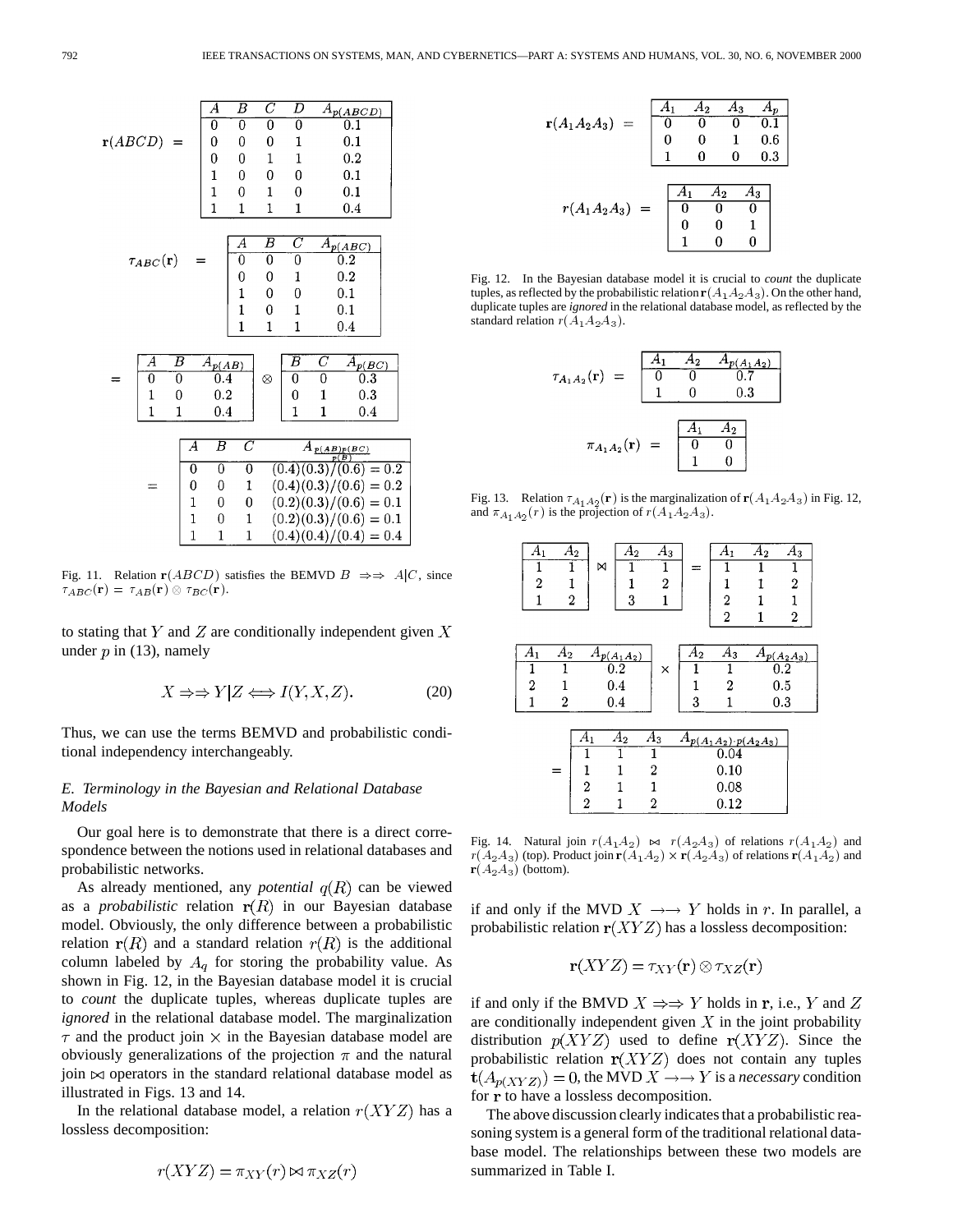$\mathbf{r}(ABCD) =$

| $A$ | $B$ | $C$ | $D$ | $A_{p(ABCD)}$ |
|---|---|---|---|---|
| 0 | 0 | 0 | 0 | 0.1 |
| 0 | 0 | 0 | 1 | 0.1 |
| 0 | 0 | 1 | 1 | 0.2 |
| 1 | 0 | 0 | 0 | 0.1 |
| 1 | 0 | 1 | 0 | 0.1 |
| 1 | 1 | 1 | 1 | 0.4 |

$\tau_{ABC}(\mathbf{r}) =$

| $A$ | $B$ | $C$ | $A_{p(ABC)}$ |
|---|---|---|---|
| 0 | 0 | 0 | 0.2 |
| 0 | 0 | 1 | 0.2 |
| 1 | 0 | 0 | 0.1 |
| 1 | 0 | 1 | 0.1 |
| 1 | 1 | 1 | 0.4 |

$=$

| $A$ | $B$ | $A_{p(AB)}$ |
|---|---|---|
| 0 | 0 | 0.4 |
| 1 | 0 | 0.2 |
| 1 | 1 | 0.4 |

$\otimes$

| $B$ | $C$ | $A_{p(BC)}$ |
|---|---|---|
| 0 | 0 | 0.3 |
| 0 | 1 | 0.3 |
| 1 | 1 | 0.4 |

$=$

| $A$ | $B$ | $C$ | $A_{\frac{p(AB)p(BC)}{p(B)}}$ |
|---|---|---|---|
| 0 | 0 | 0 | $(0.4)(0.3)/(0.6) = 0.2$ |
| 0 | 0 | 1 | $(0.4)(0.3)/(0.6) = 0.2$ |
| 1 | 0 | 0 | $(0.2)(0.3)/(0.6) = 0.1$ |
| 1 | 0 | 1 | $(0.2)(0.3)/(0.6) = 0.1$ |
| 1 | 1 | 1 | $(0.4)(0.4)/(0.4) = 0.4$ |

Fig. 11. Relation $\mathbf{r}(ABCD)$ satisfies the BEMVD $B \Rightarrow\Rightarrow A|C$, since $\tau_{ABC}(\mathbf{r}) = \tau_{AB}(\mathbf{r}) \otimes \tau_{BC}(\mathbf{r})$.

to stating that $Y$ and $Z$ are conditionally independent given $X$ under $p$ in (13), namely

$$X \Rightarrow\Rightarrow Y|Z \Longleftrightarrow I(Y, X, Z). \tag{20}$$

Thus, we can use the terms BEMVD and probabilistic conditional independency interchangeably.

### E. Terminology in the Bayesian and Relational Database Models

Our goal here is to demonstrate that there is a direct correspondence between the notions used in relational databases and probabilistic networks.

As already mentioned, any *potential* $q(R)$ can be viewed as a *probabilistic* relation $\mathbf{r}(R)$ in our Bayesian database model. Obviously, the only difference between a probabilistic relation $\mathbf{r}(R)$ and a standard relation $r(R)$ is the additional column labeled by $A_q$ for storing the probability value. As shown in Fig. 12, in the Bayesian database model it is crucial to *count* the duplicate tuples, whereas duplicate tuples are *ignored* in the relational database model. The marginalization $\tau$ and the product join $\times$ in the Bayesian database model are obviously generalizations of the projection $\pi$ and the natural join $\bowtie$ operators in the standard relational database model as illustrated in Figs. 13 and 14.

In the relational database model, a relation $r(XYZ)$ has a lossless decomposition:

$$r(XYZ) = \pi_{XY}(r) \bowtie \pi_{XZ}(r)$$

$\mathbf{r}(A_1A_2A_3) =$

| $A_1$ | $A_2$ | $A_3$ | $A_p$ |
|---|---|---|---|
| 0 | 0 | 0 | 0.1 |
| 0 | 0 | 1 | 0.6 |
| 1 | 0 | 0 | 0.3 |

$r(A_1A_2A_3) =$

| $A_1$ | $A_2$ | $A_3$ |
|---|---|---|
| 0 | 0 | 0 |
| 0 | 0 | 1 |
| 1 | 0 | 0 |

Fig. 12. In the Bayesian database model it is crucial to *count* the duplicate tuples, as reflected by the probabilistic relation $\mathbf{r}(A_1A_2A_3)$. On the other hand, duplicate tuples are *ignored* in the relational database model, as reflected by the standard relation $r(A_1A_2A_3)$.

$\tau_{A_1A_2}(\mathbf{r}) =$

| $A_1$ | $A_2$ | $A_{p(A_1A_2)}$ |
|---|---|---|
| 0 | 0 | 0.7 |
| 1 | 0 | 0.3 |

$\pi_{A_1A_2}(\mathbf{r}) =$

| $A_1$ | $A_2$ |
|---|---|
| 0 | 0 |
| 1 | 0 |

Fig. 13. Relation $\tau_{A_1A_2}(\mathbf{r})$ is the marginalization of $\mathbf{r}(A_1A_2A_3)$ in Fig. 12, and $\pi_{A_1A_2}(r)$ is the projection of $r(A_1A_2A_3)$.

| $A_1$ | $A_2$ |
|---|---|
| 1 | 1 |
| 2 | 1 |
| 1 | 2 |

$\bowtie$

| $A_2$ | $A_3$ |
|---|---|
| 1 | 1 |
| 1 | 2 |
| 3 | 1 |

$=$

| $A_1$ | $A_2$ | $A_3$ |
|---|---|---|
| 1 | 1 | 1 |
| 1 | 1 | 2 |
| 2 | 1 | 1 |
| 2 | 1 | 2 |

| $A_1$ | $A_2$ | $A_{p(A_1A_2)}$ |
|---|---|---|
| 1 | 1 | 0.2 |
| 2 | 1 | 0.4 |
| 1 | 2 | 0.4 |

$\times$

| $A_2$ | $A_3$ | $A_{p(A_2A_3)}$ |
|---|---|---|
| 1 | 1 | 0.2 |
| 1 | 2 | 0.5 |
| 3 | 1 | 0.3 |

$=$

| $A_1$ | $A_2$ | $A_3$ | $A_{p(A_1A_2)\cdot p(A_2A_3)}$ |
|---|---|---|---|
| 1 | 1 | 1 | 0.04 |
| 1 | 1 | 2 | 0.10 |
| 2 | 1 | 1 | 0.08 |
| 2 | 1 | 2 | 0.12 |

Fig. 14. Natural join $r(A_1A_2) \bowtie r(A_2A_3)$ of relations $r(A_1A_2)$ and $r(A_2A_3)$ (top). Product join $\mathbf{r}(A_1A_2) \times \mathbf{r}(A_2A_3)$ of relations $\mathbf{r}(A_1A_2)$ and $\mathbf{r}(A_2A_3)$ (bottom).

if and only if the MVD $X \rightarrow\rightarrow Y$ holds in $r$. In parallel, a probabilistic relation $\mathbf{r}(XYZ)$ has a lossless decomposition:

$$\mathbf{r}(XYZ) = \tau_{XY}(\mathbf{r}) \otimes \tau_{XZ}(\mathbf{r})$$

if and only if the BMVD $X \Rightarrow\Rightarrow Y$ holds in $\mathbf{r}$, i.e., $Y$ and $Z$ are conditionally independent given $X$ in the joint probability distribution $p(XYZ)$ used to define $\mathbf{r}(XYZ)$. Since the probabilistic relation $\mathbf{r}(XYZ)$ does not contain any tuples $\mathbf{t}(A_{p(XYZ)}) = 0$, the MVD $X \rightarrow\rightarrow Y$ is a *necessary* condition for $\mathbf{r}$ to have a lossless decomposition.

The above discussion clearly indicates that a probabilistic reasoning system is a general form of the traditional relational database model. The relationships between these two models are summarized in Table I.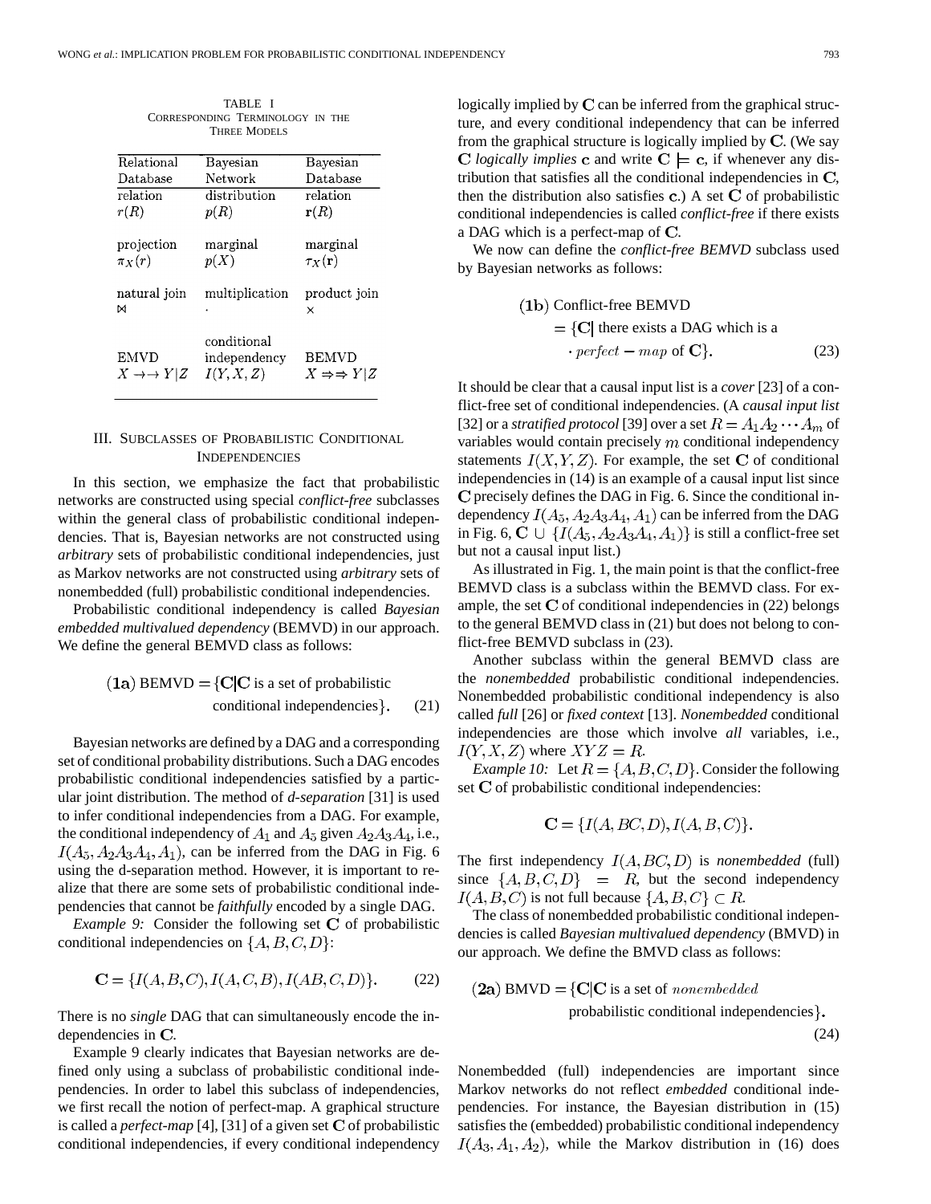TABLE I
CORRESPONDING TERMINOLOGY IN THE THREE MODELS

| Relational Database | Bayesian Network | Bayesian Database |
|---|---|---|
| relation $r(R)$ | distribution $p(R)$ | relation $\mathbf{r}(R)$ |
| projection $\pi_X(r)$ | marginal $p(X)$ | marginal $\tau_X(\mathbf{r})$ |
| natural join $\bowtie$ | multiplication $\cdot$ | product join $\times$ |
| EMVD $X \to\to Y \mid Z$ | conditional independency $I(Y, X, Z)$ | BEMVD $X \Rightarrow\Rightarrow Y \mid Z$ |

## III. Subclasses of Probabilistic Conditional Independencies

In this section, we emphasize the fact that probabilistic networks are constructed using special *conflict-free* subclasses within the general class of probabilistic conditional independencies. That is, Bayesian networks are not constructed using *arbitrary* sets of probabilistic conditional independencies, just as Markov networks are not constructed using *arbitrary* sets of nonembedded (full) probabilistic conditional independencies.

Probabilistic conditional independency is called *Bayesian embedded multivalued dependency* (BEMVD) in our approach. We define the general BEMVD class as follows:

$$(\mathbf{1a})\ \text{BEMVD} = \{\mathbf{C} \mid \mathbf{C} \text{ is a set of probabilistic conditional independencies}\}. \tag{21}$$

Bayesian networks are defined by a DAG and a corresponding set of conditional probability distributions. Such a DAG encodes probabilistic conditional independencies satisfied by a particular joint distribution. The method of *d-separation* [31] is used to infer conditional independencies from a DAG. For example, the conditional independency of $A_1$ and $A_5$ given $A_2A_3A_4$, i.e., $I(A_5, A_2A_3A_4, A_1)$, can be inferred from the DAG in Fig. 6 using the d-separation method. However, it is important to realize that there are some sets of probabilistic conditional independencies that cannot be *faithfully* encoded by a single DAG.

*Example 9:* Consider the following set $\mathbf{C}$ of probabilistic conditional independencies on $\{A, B, C, D\}$:

$$\mathbf{C} = \{I(A, B, C), I(A, C, B), I(AB, C, D)\}. \tag{22}$$

There is no *single* DAG that can simultaneously encode the independencies in $\mathbf{C}$.

Example 9 clearly indicates that Bayesian networks are defined only using a subclass of probabilistic conditional independencies. In order to label this subclass of independencies, we first recall the notion of perfect-map. A graphical structure is called a *perfect-map* [4], [31] of a given set $\mathbf{C}$ of probabilistic conditional independencies, if every conditional independency logically implied by $\mathbf{C}$ can be inferred from the graphical structure, and every conditional independency that can be inferred from the graphical structure is logically implied by $\mathbf{C}$. (We say $\mathbf{C}$ *logically implies* $\mathbf{c}$ and write $\mathbf{C} \models \mathbf{c}$, if whenever any distribution that satisfies all the conditional independencies in $\mathbf{C}$, then the distribution also satisfies $\mathbf{c}$.) A set $\mathbf{C}$ of probabilistic conditional independencies is called *conflict-free* if there exists a DAG which is a perfect-map of $\mathbf{C}$.

We now can define the *conflict-free BEMVD* subclass used by Bayesian networks as follows:

$$(\mathbf{1b})\ \text{Conflict-free BEMVD} = \{\mathbf{C} \mid \text{there exists a DAG which is a } \cdot\ perfect-map \text{ of } \mathbf{C}\}. \tag{23}$$

It should be clear that a causal input list is a *cover* [23] of a conflict-free set of conditional independencies. (A *causal input list* [32] or a *stratified protocol* [39] over a set $R = A_1A_2 \cdots A_m$ of variables would contain precisely $m$ conditional independency statements $I(X, Y, Z)$. For example, the set $\mathbf{C}$ of conditional independencies in (14) is an example of a causal input list since $\mathbf{C}$ precisely defines the DAG in Fig. 6. Since the conditional independency $I(A_5, A_2A_3A_4, A_1)$ can be inferred from the DAG in Fig. 6, $\mathbf{C} \cup \{I(A_5, A_2A_3A_4, A_1)\}$ is still a conflict-free set but not a causal input list.)

As illustrated in Fig. 1, the main point is that the conflict-free BEMVD class is a subclass within the BEMVD class. For example, the set $\mathbf{C}$ of conditional independencies in (22) belongs to the general BEMVD class in (21) but does not belong to conflict-free BEMVD subclass in (23).

Another subclass within the general BEMVD class are the *nonembedded* probabilistic conditional independencies. Nonembedded probabilistic conditional independency is also called *full* [26] or *fixed context* [13]. *Nonembedded* conditional independencies are those which involve *all* variables, i.e., $I(Y, X, Z)$ where $XYZ = R$.

*Example 10:* Let $R = \{A, B, C, D\}$. Consider the following set $\mathbf{C}$ of probabilistic conditional independencies:

$$\mathbf{C} = \{I(A, BC, D), I(A, B, C)\}.$$

The first independency $I(A, BC, D)$ is *nonembedded* (full) since $\{A, B, C, D\} = R$, but the second independency $I(A, B, C)$ is not full because $\{A, B, C\} \subset R$.

The class of nonembedded probabilistic conditional independencies is called *Bayesian multivalued dependency* (BMVD) in our approach. We define the BMVD class as follows:

$$(\mathbf{2a})\ \text{BMVD} = \{\mathbf{C} \mid \mathbf{C} \text{ is a set of } nonembedded \text{ probabilistic conditional independencies}\}. \tag{24}$$

Nonembedded (full) independencies are important since Markov networks do not reflect *embedded* conditional independencies. For instance, the Bayesian distribution in (15) satisfies the (embedded) probabilistic conditional independency $I(A_3, A_1, A_2)$, while the Markov distribution in (16) does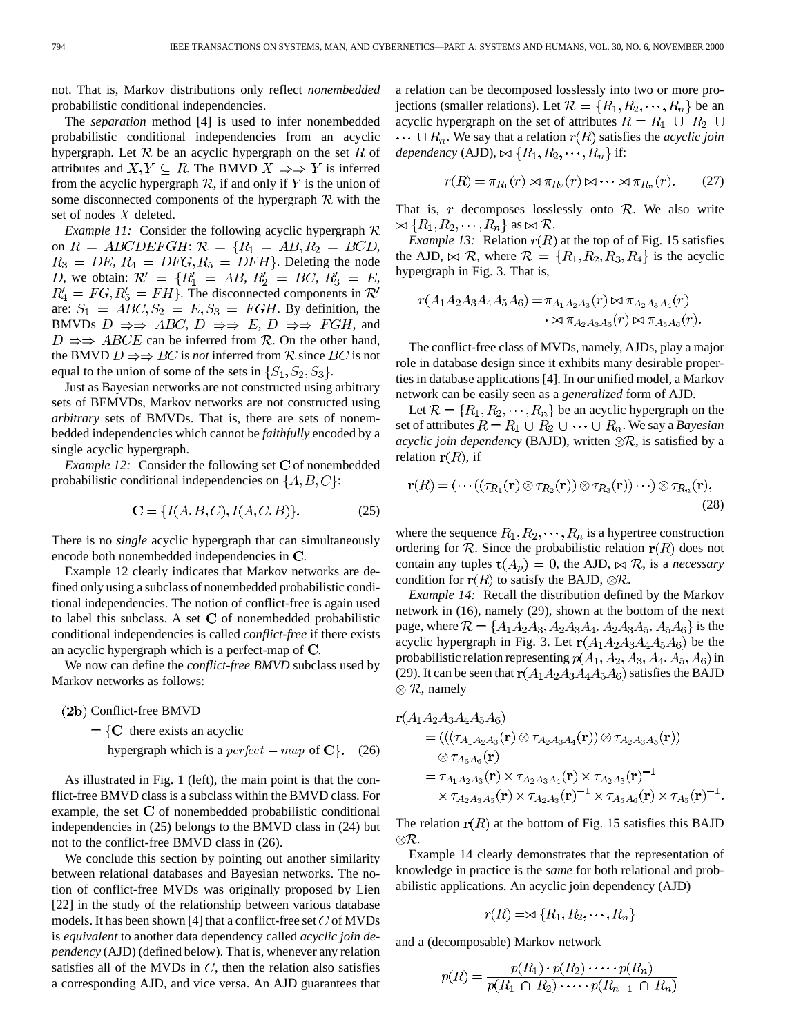not. That is, Markov distributions only reflect *nonembedded* probabilistic conditional independencies.

The *separation* method [4] is used to infer nonembedded probabilistic conditional independencies from an acyclic hypergraph. Let $\mathcal{R}$ be an acyclic hypergraph on the set $R$ of attributes and $X, Y \subseteq R$. The BMVD $X \Rightarrow\Rightarrow Y$ is inferred from the acyclic hypergraph $\mathcal{R}$, if and only if $Y$ is the union of some disconnected components of the hypergraph $\mathcal{R}$ with the set of nodes $X$ deleted.

*Example 11:* Consider the following acyclic hypergraph $\mathcal{R}$ on $R = ABCDEFGH$: $\mathcal{R} = \{R_1 = AB, R_2 = BCD, R_3 = DE, R_4 = DFG, R_5 = DFH\}$. Deleting the node $D$, we obtain: $\mathcal{R}' = \{R'_1 = AB, R'_2 = BC, R'_3 = E, R'_4 = FG, R'_5 = FH\}$. The disconnected components in $\mathcal{R}'$ are: $S_1 = ABC, S_2 = E, S_3 = FGH$. By definition, the BMVDs $D \Rightarrow\Rightarrow ABC$, $D \Rightarrow\Rightarrow E$, $D \Rightarrow\Rightarrow FGH$, and $D \Rightarrow\Rightarrow ABCE$ can be inferred from $\mathcal{R}$. On the other hand, the BMVD $D \Rightarrow\Rightarrow BC$ is *not* inferred from $\mathcal{R}$ since $BC$ is not equal to the union of some of the sets in $\{S_1, S_2, S_3\}$.

Just as Bayesian networks are not constructed using arbitrary sets of BEMVDs, Markov networks are not constructed using *arbitrary* sets of BMVDs. That is, there are sets of nonembedded independencies which cannot be *faithfully* encoded by a single acyclic hypergraph.

*Example 12:* Consider the following set $\mathbf{C}$ of nonembedded probabilistic conditional independencies on $\{A, B, C\}$:

$$\mathbf{C} = \{I(A, B, C), I(A, C, B)\}. \tag{25}$$

There is no *single* acyclic hypergraph that can simultaneously encode both nonembedded independencies in $\mathbf{C}$.

Example 12 clearly indicates that Markov networks are defined only using a subclass of nonembedded probabilistic conditional independencies. The notion of conflict-free is again used to label this subclass. A set $\mathbf{C}$ of nonembedded probabilistic conditional independencies is called *conflict-free* if there exists an acyclic hypergraph which is a perfect-map of $\mathbf{C}$.

We now can define the *conflict-free BMVD* subclass used by Markov networks as follows:

$$\begin{aligned}\textbf{(2b)}\ &\text{Conflict-free BMVD}\\ &= \{\mathbf{C} \mid \text{there exists an acyclic}\\ &\qquad \text{hypergraph which is a } perfect-map \text{ of } \mathbf{C}\}.\end{aligned} \tag{26}$$

As illustrated in Fig. 1 (left), the main point is that the conflict-free BMVD class is a subclass within the BMVD class. For example, the set $\mathbf{C}$ of nonembedded probabilistic conditional independencies in (25) belongs to the BMVD class in (24) but not to the conflict-free BMVD class in (26).

We conclude this section by pointing out another similarity between relational databases and Bayesian networks. The notion of conflict-free MVDs was originally proposed by Lien [22] in the study of the relationship between various database models. It has been shown [4] that a conflict-free set $C$ of MVDs is *equivalent* to another data dependency called *acyclic join dependency* (AJD) (defined below). That is, whenever any relation satisfies all of the MVDs in $C$, then the relation also satisfies a corresponding AJD, and vice versa. An AJD guarantees that a relation can be decomposed losslessly into two or more projections (smaller relations). Let $\mathcal{R} = \{R_1, R_2, \cdots, R_n\}$ be an acyclic hypergraph on the set of attributes $R = R_1 \cup R_2 \cup \cdots \cup R_n$. We say that a relation $r(R)$ satisfies the *acyclic join dependency* (AJD), $\bowtie \{R_1, R_2, \cdots, R_n\}$ if:

$$r(R) = \pi_{R_1}(r) \bowtie \pi_{R_2}(r) \bowtie \cdots \bowtie \pi_{R_n}(r). \tag{27}$$

That is, $r$ decomposes losslessly onto $\mathcal{R}$. We also write $\bowtie \{R_1, R_2, \cdots, R_n\}$ as $\bowtie \mathcal{R}$.

*Example 13:* Relation $r(R)$ at the top of of Fig. 15 satisfies the AJD, $\bowtie \mathcal{R}$, where $\mathcal{R} = \{R_1, R_2, R_3, R_4\}$ is the acyclic hypergraph in Fig. 3. That is,

$$\begin{aligned}r(A_1A_2A_3A_4A_5A_6) = &\pi_{A_1A_2A_3}(r) \bowtie \pi_{A_2A_3A_4}(r)\\ &\cdot \bowtie \pi_{A_2A_3A_5}(r) \bowtie \pi_{A_5A_6}(r).\end{aligned}$$

The conflict-free class of MVDs, namely, AJDs, play a major role in database design since it exhibits many desirable properties in database applications [4]. In our unified model, a Markov network can be easily seen as a *generalized* form of AJD.

Let $\mathcal{R} = \{R_1, R_2, \cdots, R_n\}$ be an acyclic hypergraph on the set of attributes $R = R_1 \cup R_2 \cup \cdots \cup R_n$. We say a *Bayesian acyclic join dependency* (BAJD), written $\otimes\mathcal{R}$, is satisfied by a relation $\mathbf{r}(R)$, if

$$\mathbf{r}(R) = (\cdots((\tau_{R_1}(\mathbf{r}) \otimes \tau_{R_2}(\mathbf{r})) \otimes \tau_{R_3}(\mathbf{r})) \cdots) \otimes \tau_{R_n}(\mathbf{r}), \tag{28}$$

where the sequence $R_1, R_2, \cdots, R_n$ is a hypertree construction ordering for $\mathcal{R}$. Since the probabilistic relation $\mathbf{r}(R)$ does not contain any tuples $\mathbf{t}(A_p) = 0$, the AJD, $\bowtie \mathcal{R}$, is a *necessary* condition for $\mathbf{r}(R)$ to satisfy the BAJD, $\otimes\mathcal{R}$.

*Example 14:* Recall the distribution defined by the Markov network in (16), namely (29), shown at the bottom of the next page, where $\mathcal{R} = \{A_1A_2A_3, A_2A_3A_4, A_2A_3A_5, A_5A_6\}$ is the acyclic hypergraph in Fig. 3. Let $\mathbf{r}(A_1A_2A_3A_4A_5A_6)$ be the probabilistic relation representing $p(A_1, A_2, A_3, A_4, A_5, A_6)$ in (29). It can be seen that $\mathbf{r}(A_1A_2A_3A_4A_5A_6)$ satisfies the BAJD $\otimes \mathcal{R}$, namely

$$\begin{aligned}\mathbf{r}(A_1A_2A_3A_4A_5A_6) &= (((\tau_{A_1A_2A_3}(\mathbf{r}) \otimes \tau_{A_2A_3A_4}(\mathbf{r})) \otimes \tau_{A_2A_3A_5}(\mathbf{r}))\\ &\quad \otimes \tau_{A_5A_6}(\mathbf{r})\\ &= \tau_{A_1A_2A_3}(\mathbf{r}) \times \tau_{A_2A_3A_4}(\mathbf{r}) \times \tau_{A_2A_3}(\mathbf{r})^{-1}\\ &\quad \times \tau_{A_2A_3A_5}(\mathbf{r}) \times \tau_{A_2A_3}(\mathbf{r})^{-1} \times \tau_{A_5A_6}(\mathbf{r}) \times \tau_{A_5}(\mathbf{r})^{-1}.\end{aligned}$$

The relation $\mathbf{r}(R)$ at the bottom of Fig. 15 satisfies this BAJD $\otimes\mathcal{R}$.

Example 14 clearly demonstrates that the representation of knowledge in practice is the *same* for both relational and probabilistic applications. An acyclic join dependency (AJD)

$$r(R) = \bowtie \{R_1, R_2, \cdots, R_n\}$$

and a (decomposable) Markov network

$$p(R) = \frac{p(R_1) \cdot p(R_2) \cdot \cdots \cdot p(R_n)}{p(R_1 \cap R_2) \cdot \cdots \cdot p(R_{n-1} \cap R_n)}$$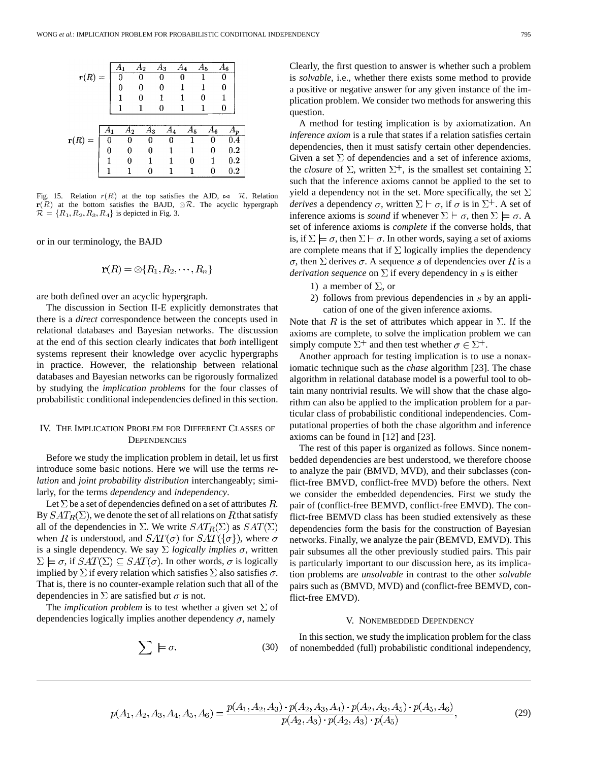$r(R) =$

| $A_1$ | $A_2$ | $A_3$ | $A_4$ | $A_5$ | $A_6$ |
|---|---|---|---|---|---|
| 0 | 0 | 0 | 0 | 1 | 0 |
| 0 | 0 | 0 | 1 | 1 | 0 |
| 1 | 0 | 1 | 1 | 0 | 1 |
| 1 | 1 | 0 | 1 | 1 | 0 |

$\mathbf{r}(R) =$

| $A_1$ | $A_2$ | $A_3$ | $A_4$ | $A_5$ | $A_6$ | $A_p$ |
|---|---|---|---|---|---|---|
| 0 | 0 | 0 | 0 | 1 | 0 | 0.4 |
| 0 | 0 | 0 | 1 | 1 | 0 | 0.2 |
| 1 | 0 | 1 | 1 | 0 | 1 | 0.2 |
| 1 | 1 | 0 | 1 | 1 | 0 | 0.2 |

Fig. 15. Relation $r(R)$ at the top satisfies the AJD, $\bowtie \mathcal{R}$. Relation $\mathbf{r}(R)$ at the bottom satisfies the BAJD, $\otimes\mathcal{R}$. The acyclic hypergraph $\mathcal{R} = \{R_1, R_2, R_3, R_4\}$ is depicted in Fig. 3.

$$p(A_1, A_2, A_3, A_4, A_5, A_6) = \frac{p(A_1, A_2, A_3) \cdot p(A_2, A_3, A_4) \cdot p(A_2, A_3, A_5) \cdot p(A_5, A_6)}{p(A_2, A_3) \cdot p(A_2, A_3) \cdot p(A_5)}, \quad (29)$$

or in our terminology, the BAJD

$$\mathbf{r}(R) = \otimes\{R_1, R_2, \cdots, R_n\}$$

are both defined over an acyclic hypergraph.

The discussion in Section II-E explicitly demonstrates that there is a *direct* correspondence between the concepts used in relational databases and Bayesian networks. The discussion at the end of this section clearly indicates that *both* intelligent systems represent their knowledge over acyclic hypergraphs in practice. However, the relationship between relational databases and Bayesian networks can be rigorously formalized by studying the *implication problems* for the four classes of probabilistic conditional independencies defined in this section.

## IV. The Implication Problem for Different Classes of Dependencies

Before we study the implication problem in detail, let us first introduce some basic notions. Here we will use the terms *relation* and *joint probability distribution* interchangeably; similarly, for the terms *dependency* and *independency*.

Let $\Sigma$ be a set of dependencies defined on a set of attributes $R$. By $SAT_R(\Sigma)$, we denote the set of all relations on $R$ that satisfy all of the dependencies in $\Sigma$. We write $SAT_R(\Sigma)$ as $SAT(\Sigma)$ when $R$ is understood, and $SAT(\sigma)$ for $SAT(\{\sigma\})$, where $\sigma$ is a single dependency. We say $\Sigma$ *logically implies* $\sigma$, written $\Sigma \models \sigma$, if $SAT(\Sigma) \subseteq SAT(\sigma)$. In other words, $\sigma$ is logically implied by $\Sigma$ if every relation which satisfies $\Sigma$ also satisfies $\sigma$. That is, there is no counter-example relation such that all of the dependencies in $\Sigma$ are satisfied but $\sigma$ is not.

The *implication problem* is to test whether a given set $\Sigma$ of dependencies logically implies another dependency $\sigma$, namely

$$\sum \models \sigma. \quad (30)$$

Clearly, the first question to answer is whether such a problem is *solvable*, i.e., whether there exists some method to provide a positive or negative answer for any given instance of the implication problem. We consider two methods for answering this question.

A method for testing implication is by axiomatization. An *inference axiom* is a rule that states if a relation satisfies certain dependencies, then it must satisfy certain other dependencies. Given a set $\Sigma$ of dependencies and a set of inference axioms, the *closure* of $\Sigma$, written $\Sigma^+$, is the smallest set containing $\Sigma$ such that the inference axioms cannot be applied to the set to yield a dependency not in the set. More specifically, the set $\Sigma$ *derives* a dependency $\sigma$, written $\Sigma \vdash \sigma$, if $\sigma$ is in $\Sigma^+$. A set of inference axioms is *sound* if whenever $\Sigma \vdash \sigma$, then $\Sigma \models \sigma$. A set of inference axioms is *complete* if the converse holds, that is, if $\Sigma \models \sigma$, then $\Sigma \vdash \sigma$. In other words, saying a set of axioms are complete means that if $\Sigma$ logically implies the dependency $\sigma$, then $\Sigma$ derives $\sigma$. A sequence $s$ of dependencies over $R$ is a *derivation sequence* on $\Sigma$ if every dependency in $s$ is either

1) a member of $\Sigma$, or
2) follows from previous dependencies in $s$ by an application of one of the given inference axioms.

Note that $R$ is the set of attributes which appear in $\Sigma$. If the axioms are complete, to solve the implication problem we can simply compute $\Sigma^+$ and then test whether $\sigma \in \Sigma^+$.

Another approach for testing implication is to use a nonaxiomatic technique such as the *chase* algorithm [23]. The chase algorithm in relational database model is a powerful tool to obtain many nontrivial results. We will show that the chase algorithm can also be applied to the implication problem for a particular class of probabilistic conditional independencies. Computational properties of both the chase algorithm and inference axioms can be found in [12] and [23].

The rest of this paper is organized as follows. Since nonembedded dependencies are best understood, we therefore choose to analyze the pair (BMVD, MVD), and their subclasses (conflict-free BMVD, conflict-free MVD) before the others. Next we consider the embedded dependencies. First we study the pair of (conflict-free BEMVD, conflict-free EMVD). The conflict-free BEMVD class has been studied extensively as these dependencies form the basis for the construction of Bayesian networks. Finally, we analyze the pair (BEMVD, EMVD). This pair subsumes all the other previously studied pairs. This pair is particularly important to our discussion here, as its implication problems are *unsolvable* in contrast to the other *solvable* pairs such as (BMVD, MVD) and (conflict-free BEMVD, conflict-free EMVD).

## V. Nonembedded Dependency

In this section, we study the implication problem for the class of nonembedded (full) probabilistic conditional independency,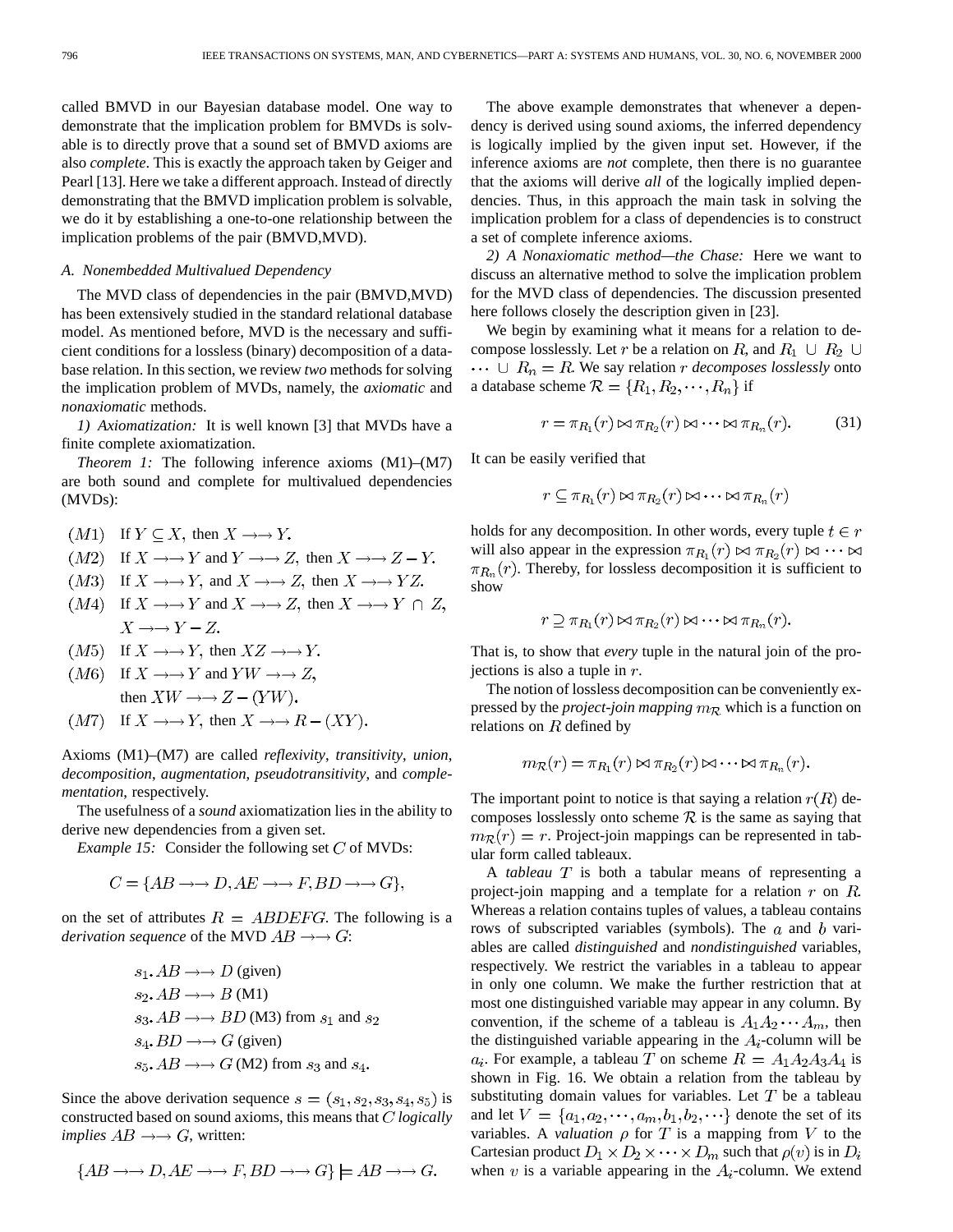called BMVD in our Bayesian database model. One way to demonstrate that the implication problem for BMVDs is solvable is to directly prove that a sound set of BMVD axioms are also *complete*. This is exactly the approach taken by Geiger and Pearl [13]. Here we take a different approach. Instead of directly demonstrating that the BMVD implication problem is solvable, we do it by establishing a one-to-one relationship between the implication problems of the pair (BMVD,MVD).

### A. Nonembedded Multivalued Dependency

The MVD class of dependencies in the pair (BMVD,MVD) has been extensively studied in the standard relational database model. As mentioned before, MVD is the necessary and sufficient conditions for a lossless (binary) decomposition of a database relation. In this section, we review *two* methods for solving the implication problem of MVDs, namely, the *axiomatic* and *nonaxiomatic* methods.

*1) Axiomatization:* It is well known [3] that MVDs have a finite complete axiomatization.

*Theorem 1:* The following inference axioms (M1)–(M7) are both sound and complete for multivalued dependencies (MVDs):

- $(M1)$ If $Y \subseteq X$, then $X \rightarrow\rightarrow Y$.
- $(M2)$ If $X \rightarrow\rightarrow Y$ and $Y \rightarrow\rightarrow Z$, then $X \rightarrow\rightarrow Z - Y$.
- $(M3)$ If $X \rightarrow\rightarrow Y$, and $X \rightarrow\rightarrow Z$, then $X \rightarrow\rightarrow YZ$.
- $(M4)$ If $X \rightarrow\rightarrow Y$ and $X \rightarrow\rightarrow Z$, then $X \rightarrow\rightarrow Y \cap Z$, $X \rightarrow\rightarrow Y - Z$.
- $(M5)$ If $X \rightarrow\rightarrow Y$, then $XZ \rightarrow\rightarrow Y$.
- $(M6)$ If $X \rightarrow\rightarrow Y$ and $YW \rightarrow\rightarrow Z$, then $XW \rightarrow\rightarrow Z - (YW)$.
- $(M7)$ If $X \rightarrow\rightarrow Y$, then $X \rightarrow\rightarrow R - (XY)$.

Axioms (M1)–(M7) are called *reflexivity*, *transitivity*, *union*, *decomposition*, *augmentation*, *pseudotransitivity*, and *complementation*, respectively.

The usefulness of a *sound* axiomatization lies in the ability to derive new dependencies from a given set.

*Example 15:* Consider the following set $C$ of MVDs:

$$C = \{AB \rightarrow\rightarrow D, AE \rightarrow\rightarrow F, BD \rightarrow\rightarrow G\},$$

on the set of attributes $R = ABDEFG$. The following is a *derivation sequence* of the MVD $AB \rightarrow\rightarrow G$:

- $s_1$. $AB \rightarrow\rightarrow D$ (given)
- $s_2$. $AB \rightarrow\rightarrow B$ (M1)
- $s_3$. $AB \rightarrow\rightarrow BD$ (M3) from $s_1$ and $s_2$
- $s_4$. $BD \rightarrow\rightarrow G$ (given)
- $s_5$. $AB \rightarrow\rightarrow G$ (M2) from $s_3$ and $s_4$.

Since the above derivation sequence $s = (s_1, s_2, s_3, s_4, s_5)$ is constructed based on sound axioms, this means that $C$ *logically implies* $AB \rightarrow\rightarrow G$, written:

$$\{AB \rightarrow\rightarrow D, AE \rightarrow\rightarrow F, BD \rightarrow\rightarrow G\} \models AB \rightarrow\rightarrow G.$$

The above example demonstrates that whenever a dependency is derived using sound axioms, the inferred dependency is logically implied by the given input set. However, if the inference axioms are *not* complete, then there is no guarantee that the axioms will derive *all* of the logically implied dependencies. Thus, in this approach the main task in solving the implication problem for a class of dependencies is to construct a set of complete inference axioms.

*2) A Nonaxiomatic method—the Chase:* Here we want to discuss an alternative method to solve the implication problem for the MVD class of dependencies. The discussion presented here follows closely the description given in [23].

We begin by examining what it means for a relation to decompose losslessly. Let $r$ be a relation on $R$, and $R_1 \cup R_2 \cup \cdots \cup R_n = R$. We say relation $r$ *decomposes losslessly* onto a database scheme $\mathcal{R} = \{R_1, R_2, \cdots, R_n\}$ if

$$r = \pi_{R_1}(r) \bowtie \pi_{R_2}(r) \bowtie \cdots \bowtie \pi_{R_n}(r). \tag{31}$$

It can be easily verified that

$$r \subseteq \pi_{R_1}(r) \bowtie \pi_{R_2}(r) \bowtie \cdots \bowtie \pi_{R_n}(r)$$

holds for any decomposition. In other words, every tuple $t \in r$ will also appear in the expression $\pi_{R_1}(r) \bowtie \pi_{R_2}(r) \bowtie \cdots \bowtie \pi_{R_n}(r)$. Thereby, for lossless decomposition it is sufficient to show

$$r \supseteq \pi_{R_1}(r) \bowtie \pi_{R_2}(r) \bowtie \cdots \bowtie \pi_{R_n}(r).$$

That is, to show that *every* tuple in the natural join of the projections is also a tuple in $r$.

The notion of lossless decomposition can be conveniently expressed by the *project-join mapping* $m_{\mathcal{R}}$ which is a function on relations on $R$ defined by

$$m_{\mathcal{R}}(r) = \pi_{R_1}(r) \bowtie \pi_{R_2}(r) \bowtie \cdots \bowtie \pi_{R_n}(r).$$

The important point to notice is that saying a relation $r(R)$ decomposes losslessly onto scheme $\mathcal{R}$ is the same as saying that $m_{\mathcal{R}}(r) = r$. Project-join mappings can be represented in tabular form called tableaux.

A *tableau* $T$ is both a tabular means of representing a project-join mapping and a template for a relation $r$ on $R$. Whereas a relation contains tuples of values, a tableau contains rows of subscripted variables (symbols). The $a$ and $b$ variables are called *distinguished* and *nondistinguished* variables, respectively. We restrict the variables in a tableau to appear in only one column. We make the further restriction that at most one distinguished variable may appear in any column. By convention, if the scheme of a tableau is $A_1 A_2 \cdots A_m$, then the distinguished variable appearing in the $A_i$-column will be $a_i$. For example, a tableau $T$ on scheme $R = A_1 A_2 A_3 A_4$ is shown in Fig. 16. We obtain a relation from the tableau by substituting domain values for variables. Let $T$ be a tableau and let $V = \{a_1, a_2, \cdots, a_m, b_1, b_2, \cdots\}$ denote the set of its variables. A *valuation* $\rho$ for $T$ is a mapping from $V$ to the Cartesian product $D_1 \times D_2 \times \cdots \times D_m$ such that $\rho(v)$ is in $D_i$ when $v$ is a variable appearing in the $A_i$-column. We extend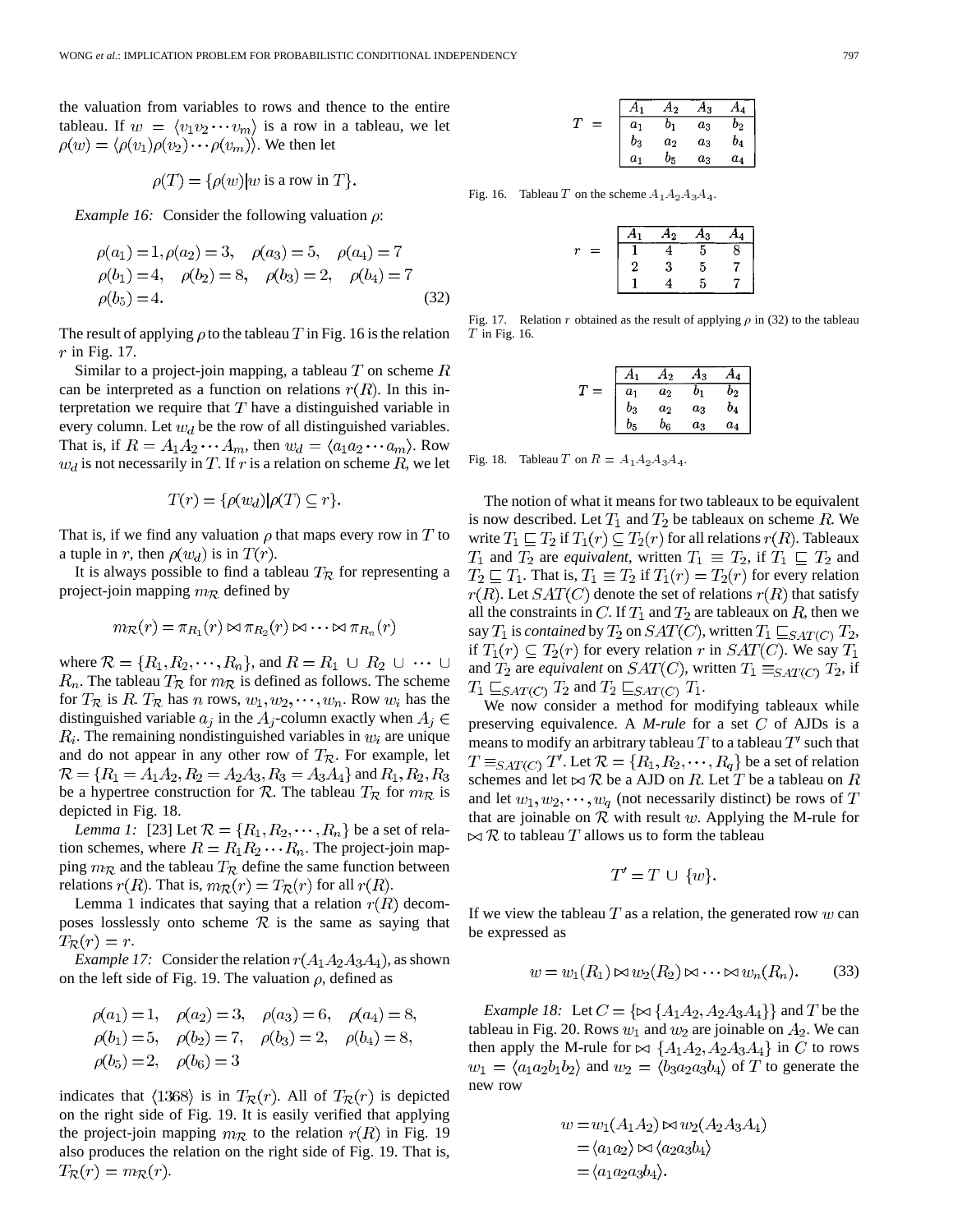the valuation from variables to rows and thence to the entire tableau. If $w = \langle v_1 v_2 \cdots v_m \rangle$ is a row in a tableau, we let $\rho(w) = \langle \rho(v_1)\rho(v_2)\cdots\rho(v_m)\rangle$. We then let

$$\rho(T) = \{\rho(w) | w \text{ is a row in } T\}.$$

*Example 16:* Consider the following valuation $\rho$:

$$\begin{aligned} &\rho(a_1) = 1, \rho(a_2) = 3, \quad \rho(a_3) = 5, \quad \rho(a_4) = 7 \\ &\rho(b_1) = 4, \quad \rho(b_2) = 8, \quad \rho(b_3) = 2, \quad \rho(b_4) = 7 \\ &\rho(b_5) = 4. \end{aligned} \tag{32}$$

The result of applying $\rho$ to the tableau $T$ in Fig. 16 is the relation $r$ in Fig. 17.

Similar to a project-join mapping, a tableau $T$ on scheme $R$ can be interpreted as a function on relations $r(R)$. In this interpretation we require that $T$ have a distinguished variable in every column. Let $w_d$ be the row of all distinguished variables. That is, if $R = A_1 A_2 \cdots A_m$, then $w_d = \langle a_1 a_2 \cdots a_m \rangle$. Row $w_d$ is not necessarily in $T$. If $r$ is a relation on scheme $R$, we let

$$T(r) = \{\rho(w_d) | \rho(T) \subseteq r\}.$$

That is, if we find any valuation $\rho$ that maps every row in $T$ to a tuple in $r$, then $\rho(w_d)$ is in $T(r)$.

It is always possible to find a tableau $T_{\mathcal{R}}$ for representing a project-join mapping $m_{\mathcal{R}}$ defined by

$$m_{\mathcal{R}}(r) = \pi_{R_1}(r) \bowtie \pi_{R_2}(r) \bowtie \cdots \bowtie \pi_{R_n}(r)$$

where $\mathcal{R} = \{R_1, R_2, \cdots, R_n\}$, and $R = R_1 \cup R_2 \cup \cdots \cup R_n$. The tableau $T_{\mathcal{R}}$ for $m_{\mathcal{R}}$ is defined as follows. The scheme for $T_{\mathcal{R}}$ is $R$. $T_{\mathcal{R}}$ has $n$ rows, $w_1, w_2, \cdots, w_n$. Row $w_i$ has the distinguished variable $a_j$ in the $A_j$-column exactly when $A_j \in R_i$. The remaining nondistinguished variables in $w_i$ are unique and do not appear in any other row of $T_{\mathcal{R}}$. For example, let $\mathcal{R} = \{R_1 = A_1A_2, R_2 = A_2A_3, R_3 = A_3A_4\}$ and $R_1, R_2, R_3$ be a hypertree construction for $\mathcal{R}$. The tableau $T_{\mathcal{R}}$ for $m_{\mathcal{R}}$ is depicted in Fig. 18.

*Lemma 1:* [23] Let $\mathcal{R} = \{R_1, R_2, \cdots, R_n\}$ be a set of relation schemes, where $R = R_1 R_2 \cdots R_n$. The project-join mapping $m_{\mathcal{R}}$ and the tableau $T_{\mathcal{R}}$ define the same function between relations $r(R)$. That is, $m_{\mathcal{R}}(r) = T_{\mathcal{R}}(r)$ for all $r(R)$.

Lemma 1 indicates that saying that a relation $r(R)$ decomposes losslessly onto scheme $\mathcal{R}$ is the same as saying that $T_{\mathcal{R}}(r) = r$.

*Example 17:* Consider the relation $r(A_1A_2A_3A_4)$, as shown on the left side of Fig. 19. The valuation $\rho$, defined as

$$\begin{aligned} &\rho(a_1) = 1, \quad \rho(a_2) = 3, \quad \rho(a_3) = 6, \quad \rho(a_4) = 8, \\ &\rho(b_1) = 5, \quad \rho(b_2) = 7, \quad \rho(b_3) = 2, \quad \rho(b_4) = 8, \\ &\rho(b_5) = 2, \quad \rho(b_6) = 3 \end{aligned}$$

indicates that $\langle 1368 \rangle$ is in $T_{\mathcal{R}}(r)$. All of $T_{\mathcal{R}}(r)$ is depicted on the right side of Fig. 19. It is easily verified that applying the project-join mapping $m_{\mathcal{R}}$ to the relation $r(R)$ in Fig. 19 also produces the relation on the right side of Fig. 19. That is, $T_{\mathcal{R}}(r) = m_{\mathcal{R}}(r)$.

$T =$

| $A_1$ | $A_2$ | $A_3$ | $A_4$ |
|---|---|---|---|
| $a_1$ | $b_1$ | $a_3$ | $b_2$ |
| $b_3$ | $a_2$ | $a_3$ | $b_4$ |
| $a_1$ | $b_5$ | $a_3$ | $a_4$ |

Fig. 16. Tableau $T$ on the scheme $A_1A_2A_3A_4$.

$r =$

| $A_1$ | $A_2$ | $A_3$ | $A_4$ |
|---|---|---|---|
| 1 | 4 | 5 | 8 |
| 2 | 3 | 5 | 7 |
| 1 | 4 | 5 | 7 |

Fig. 17. Relation $r$ obtained as the result of applying $\rho$ in (32) to the tableau $T$ in Fig. 16.

$T =$

| $A_1$ | $A_2$ | $A_3$ | $A_4$ |
|---|---|---|---|
| $a_1$ | $a_2$ | $b_1$ | $b_2$ |
| $b_3$ | $a_2$ | $a_3$ | $b_4$ |
| $b_5$ | $b_6$ | $a_3$ | $a_4$ |

Fig. 18. Tableau $T$ on $R = A_1A_2A_3A_4$.

The notion of what it means for two tableaux to be equivalent is now described. Let $T_1$ and $T_2$ be tableaux on scheme $R$. We write $T_1 \sqsubseteq T_2$ if $T_1(r) \subseteq T_2(r)$ for all relations $r(R)$. Tableaux $T_1$ and $T_2$ are *equivalent*, written $T_1 \equiv T_2$, if $T_1 \sqsubseteq T_2$ and $T_2 \sqsubseteq T_1$. That is, $T_1 \equiv T_2$ if $T_1(r) = T_2(r)$ for every relation $r(R)$. Let $SAT(C)$ denote the set of relations $r(R)$ that satisfy all the constraints in $C$. If $T_1$ and $T_2$ are tableaux on $R$, then we say $T_1$ is *contained* by $T_2$ on $SAT(C)$, written $T_1 \sqsubseteq_{SAT(C)} T_2$, if $T_1(r) \subseteq T_2(r)$ for every relation $r$ in $SAT(C)$. We say $T_1$ and $T_2$ are *equivalent* on $SAT(C)$, written $T_1 \equiv_{SAT(C)} T_2$, if $T_1 \sqsubseteq_{SAT(C)} T_2$ and $T_2 \sqsubseteq_{SAT(C)} T_1$.

We now consider a method for modifying tableaux while preserving equivalence. A *M-rule* for a set $C$ of AJDs is a means to modify an arbitrary tableau $T$ to a tableau $T'$ such that $T \equiv_{SAT(C)} T'$. Let $\mathcal{R} = \{R_1, R_2, \cdots, R_q\}$ be a set of relation schemes and let $\bowtie \mathcal{R}$ be a AJD on $R$. Let $T$ be a tableau on $R$ and let $w_1, w_2, \cdots, w_q$ (not necessarily distinct) be rows of $T$ that are joinable on $\mathcal{R}$ with result $w$. Applying the M-rule for $\bowtie \mathcal{R}$ to tableau $T$ allows us to form the tableau

$$T' = T \cup \{w\}.$$

If we view the tableau $T$ as a relation, the generated row $w$ can be expressed as

$$w = w_1(R_1) \bowtie w_2(R_2) \bowtie \cdots \bowtie w_n(R_n). \tag{33}$$

*Example 18:* Let $C = \{\bowtie \{A_1A_2, A_2A_3A_4\}\}$ and $T$ be the tableau in Fig. 20. Rows $w_1$ and $w_2$ are joinable on $A_2$. We can then apply the M-rule for $\bowtie \{A_1A_2, A_2A_3A_4\}$ in $C$ to rows $w_1 = \langle a_1a_2b_1b_2 \rangle$ and $w_2 = \langle b_3a_2a_3b_4 \rangle$ of $T$ to generate the new row

$$\begin{aligned} w &= w_1(A_1A_2) \bowtie w_2(A_2A_3A_4) \\ &= \langle a_1a_2 \rangle \bowtie \langle a_2a_3b_4 \rangle \\ &= \langle a_1a_2a_3b_4 \rangle. \end{aligned}$$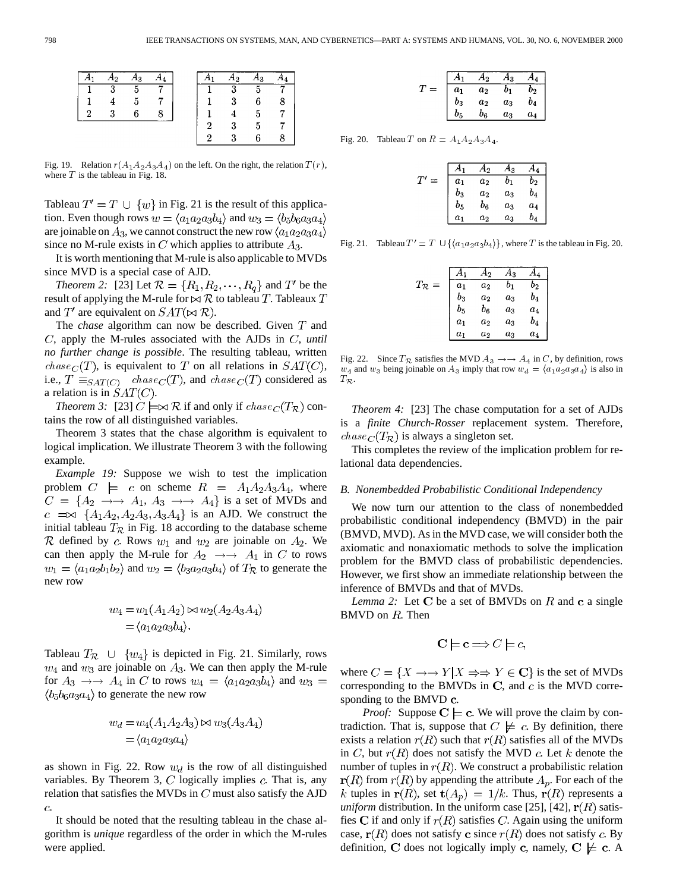| $A_1$ | $A_2$ | $A_3$ | $A_4$ |
|---|---|---|---|
| 1 | 3 | 5 | 7 |
| 1 | 4 | 5 | 7 |
| 2 | 3 | 6 | 8 |

| $A_1$ | $A_2$ | $A_3$ | $A_4$ |
|---|---|---|---|
| 1 | 3 | 5 | 7 |
| 1 | 3 | 6 | 8 |
| 1 | 4 | 5 | 7 |
| 2 | 3 | 5 | 7 |
| 2 | 3 | 6 | 8 |

Fig. 19. Relation $r(A_1A_2A_3A_4)$ on the left. On the right, the relation $T(r)$, where $T$ is the tableau in Fig. 18.

Tableau $T' = T \cup \{w\}$ in Fig. 21 is the result of this application. Even though rows $w = \langle a_1a_2a_3b_4 \rangle$ and $w_3 = \langle b_5b_6a_3a_4 \rangle$ are joinable on $A_3$, we cannot construct the new row $\langle a_1a_2a_3a_4 \rangle$ since no M-rule exists in $C$ which applies to attribute $A_3$.

It is worth mentioning that M-rule is also applicable to MVDs since MVD is a special case of AJD.

*Theorem 2:* [23] Let $\mathcal{R} = \{R_1, R_2, \cdots, R_q\}$ and $T'$ be the result of applying the M-rule for $\bowtie \mathcal{R}$ to tableau $T$. Tableaux $T$ and $T'$ are equivalent on $SAT(\bowtie \mathcal{R})$.

The *chase* algorithm can now be described. Given $T$ and $C$, apply the M-rules associated with the AJDs in $C$, *until no further change is possible*. The resulting tableau, written $chase_C(T)$, is equivalent to $T$ on all relations in $SAT(C)$, i.e., $T \equiv_{SAT(C)} chase_C(T)$, and $chase_C(T)$ considered as a relation is in $SAT(C)$.

*Theorem 3:* [23] $C \models \bowtie \mathcal{R}$ if and only if $chase_C(T_{\mathcal{R}})$ contains the row of all distinguished variables.

Theorem 3 states that the chase algorithm is equivalent to logical implication. We illustrate Theorem 3 with the following example.

*Example 19:* Suppose we wish to test the implication problem $C \models c$ on scheme $R = A_1A_2A_3A_4$, where $C = \{A_2 \rightarrow\rightarrow A_1, A_3 \rightarrow\rightarrow A_4\}$ is a set of MVDs and $c = \bowtie \{A_1A_2, A_2A_3, A_3A_4\}$ is an AJD. We construct the initial tableau $T_{\mathcal{R}}$ in Fig. 18 according to the database scheme $\mathcal{R}$ defined by $c$. Rows $w_1$ and $w_2$ are joinable on $A_2$. We can then apply the M-rule for $A_2 \rightarrow\rightarrow A_1$ in $C$ to rows $w_1 = \langle a_1a_2b_1b_2 \rangle$ and $w_2 = \langle b_3a_2a_3b_4 \rangle$ of $T_{\mathcal{R}}$ to generate the new row

$$
\begin{aligned}
w_4 &= w_1(A_1A_2) \bowtie w_2(A_2A_3A_4) \\
&= \langle a_1a_2a_3b_4 \rangle.
\end{aligned}
$$

Tableau $T_{\mathcal{R}} \cup \{w_4\}$ is depicted in Fig. 21. Similarly, rows $w_4$ and $w_3$ are joinable on $A_3$. We can then apply the M-rule for $A_3 \rightarrow\rightarrow A_4$ in $C$ to rows $w_4 = \langle a_1a_2a_3b_4 \rangle$ and $w_3 = \langle b_5b_6a_3a_4 \rangle$ to generate the new row

$$
\begin{aligned}
w_d &= w_4(A_1A_2A_3) \bowtie w_3(A_3A_4) \\
&= \langle a_1a_2a_3a_4 \rangle
\end{aligned}
$$

as shown in Fig. 22. Row $w_d$ is the row of all distinguished variables. By Theorem 3, $C$ logically implies $c$. That is, any relation that satisfies the MVDs in $C$ must also satisfy the AJD $c$.

It should be noted that the resulting tableau in the chase algorithm is *unique* regardless of the order in which the M-rules were applied.

$T =$

| $A_1$ | $A_2$ | $A_3$ | $A_4$ |
|---|---|---|---|
| $a_1$ | $a_2$ | $b_1$ | $b_2$ |
| $b_3$ | $a_2$ | $a_3$ | $b_4$ |
| $b_5$ | $b_6$ | $a_3$ | $a_4$ |

Fig. 20. Tableau $T$ on $R = A_1A_2A_3A_4$.

$T' =$

| $A_1$ | $A_2$ | $A_3$ | $A_4$ |
|---|---|---|---|
| $a_1$ | $a_2$ | $b_1$ | $b_2$ |
| $b_3$ | $a_2$ | $a_3$ | $b_4$ |
| $b_5$ | $b_6$ | $a_3$ | $a_4$ |
| $a_1$ | $a_2$ | $a_3$ | $b_4$ |

Fig. 21. Tableau $T' = T \cup \{\langle a_1a_2a_3b_4 \rangle\}$, where $T$ is the tableau in Fig. 20.

$T_{\mathcal{R}} =$

| $A_1$ | $A_2$ | $A_3$ | $A_4$ |
|---|---|---|---|
| $a_1$ | $a_2$ | $b_1$ | $b_2$ |
| $b_3$ | $a_2$ | $a_3$ | $b_4$ |
| $b_5$ | $b_6$ | $a_3$ | $a_4$ |
| $a_1$ | $a_2$ | $a_3$ | $b_4$ |
| $a_1$ | $a_2$ | $a_3$ | $a_4$ |

Fig. 22. Since $T_{\mathcal{R}}$ satisfies the MVD $A_3 \rightarrow\rightarrow A_4$ in $C$, by definition, rows $w_4$ and $w_3$ being joinable on $A_3$ imply that row $w_d = \langle a_1a_2a_3a_4 \rangle$ is also in $T_{\mathcal{R}}$.

*Theorem 4:* [23] The chase computation for a set of AJDs is a *finite Church-Rosser* replacement system. Therefore, $chase_C(T_{\mathcal{R}})$ is always a singleton set.

This completes the review of the implication problem for relational data dependencies.

### B. Nonembedded Probabilistic Conditional Independency

We now turn our attention to the class of nonembedded probabilistic conditional independency (BMVD) in the pair (BMVD, MVD). As in the MVD case, we will consider both the axiomatic and nonaxiomatic methods to solve the implication problem for the BMVD class of probabilistic dependencies. However, we first show an immediate relationship between the inference of BMVDs and that of MVDs.

*Lemma 2:* Let $\mathbf{C}$ be a set of BMVDs on $R$ and $\mathbf{c}$ a single BMVD on $R$. Then

$$
\mathbf{C} \models \mathbf{c} \Longrightarrow C \models c,
$$

where $C = \{X \rightarrow\rightarrow Y \mid X \Rightarrow\Rightarrow Y \in \mathbf{C}\}$ is the set of MVDs corresponding to the BMVDs in $\mathbf{C}$, and $c$ is the MVD corresponding to the BMVD $\mathbf{c}$.

*Proof:* Suppose $\mathbf{C} \models \mathbf{c}$. We will prove the claim by contradiction. That is, suppose that $C \not\models c$. By definition, there exists a relation $r(R)$ such that $r(R)$ satisfies all of the MVDs in $C$, but $r(R)$ does not satisfy the MVD $c$. Let $k$ denote the number of tuples in $r(R)$. We construct a probabilistic relation $\mathbf{r}(R)$ from $r(R)$ by appending the attribute $A_p$. For each of the $k$ tuples in $\mathbf{r}(R)$, set $\mathbf{t}(A_p) = 1/k$. Thus, $\mathbf{r}(R)$ represents a *uniform* distribution. In the uniform case [25], [42], $\mathbf{r}(R)$ satisfies $\mathbf{C}$ if and only if $r(R)$ satisfies $C$. Again using the uniform case, $\mathbf{r}(R)$ does not satisfy $\mathbf{c}$ since $r(R)$ does not satisfy $c$. By definition, $\mathbf{C}$ does not logically imply $\mathbf{c}$, namely, $\mathbf{C} \not\models \mathbf{c}$. A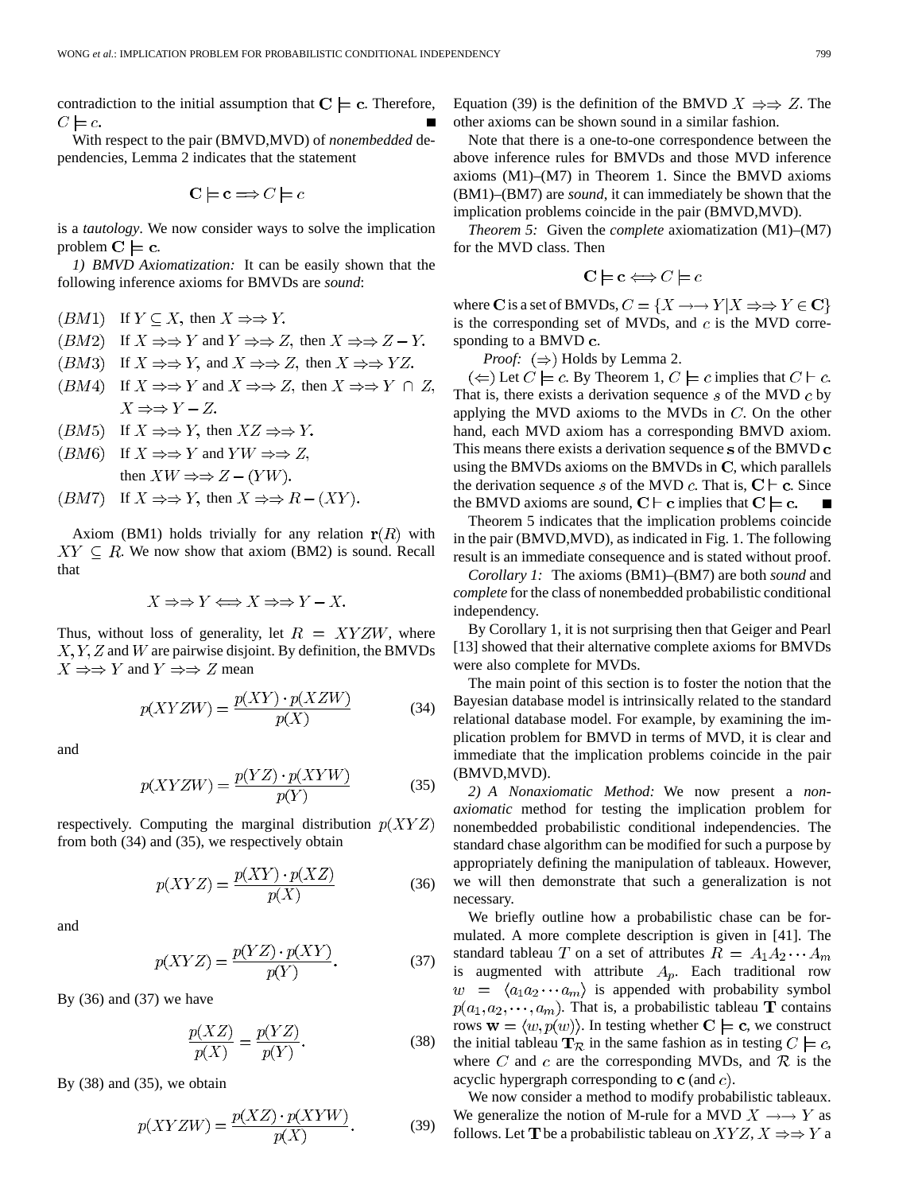contradiction to the initial assumption that $\mathbf{C} \models \mathbf{c}$. Therefore, $C \models c$. ∎

With respect to the pair (BMVD,MVD) of *nonembedded* dependencies, Lemma 2 indicates that the statement

$$\mathbf{C} \models \mathbf{c} \Longrightarrow C \models c$$

is a *tautology*. We now consider ways to solve the implication problem $\mathbf{C} \models \mathbf{c}$.

*1) BMVD Axiomatization:* It can be easily shown that the following inference axioms for BMVDs are *sound*:

- $(BM1)$ If $Y \subseteq X$, then $X \Rightarrow\Rightarrow Y$.
- $(BM2)$ If $X \Rightarrow\Rightarrow Y$ and $Y \Rightarrow\Rightarrow Z$, then $X \Rightarrow\Rightarrow Z - Y$.
- $(BM3)$ If $X \Rightarrow\Rightarrow Y$, and $X \Rightarrow\Rightarrow Z$, then $X \Rightarrow\Rightarrow YZ$.
- $(BM4)$ If $X \Rightarrow\Rightarrow Y$ and $X \Rightarrow\Rightarrow Z$, then $X \Rightarrow\Rightarrow Y \cap Z$, $X \Rightarrow\Rightarrow Y - Z$.
- $(BM5)$ If $X \Rightarrow\Rightarrow Y$, then $XZ \Rightarrow\Rightarrow Y$.
- $(BM6)$ If $X \Rightarrow\Rightarrow Y$ and $YW \Rightarrow\Rightarrow Z$, then $XW \Rightarrow\Rightarrow Z - (YW)$.
- $(BM7)$ If $X \Rightarrow\Rightarrow Y$, then $X \Rightarrow\Rightarrow R - (XY)$.

Axiom (BM1) holds trivially for any relation $\mathbf{r}(R)$ with $XY \subseteq R$. We now show that axiom (BM2) is sound. Recall that

$$X \Rightarrow\Rightarrow Y \Longleftrightarrow X \Rightarrow\Rightarrow Y - X.$$

Thus, without loss of generality, let $R = XYZW$, where $X, Y, Z$ and $W$ are pairwise disjoint. By definition, the BMVDs $X \Rightarrow\Rightarrow Y$ and $Y \Rightarrow\Rightarrow Z$ mean

$$p(XYZW) = \frac{p(XY) \cdot p(XZW)}{p(X)} \tag{34}$$

and

$$p(XYZW) = \frac{p(YZ) \cdot p(XYW)}{p(Y)} \tag{35}$$

respectively. Computing the marginal distribution $p(XYZ)$ from both (34) and (35), we respectively obtain

$$p(XYZ) = \frac{p(XY) \cdot p(XZ)}{p(X)} \tag{36}$$

and

$$p(XYZ) = \frac{p(YZ) \cdot p(XY)}{p(Y)}. \tag{37}$$

By (36) and (37) we have

$$\frac{p(XZ)}{p(X)} = \frac{p(YZ)}{p(Y)}. \tag{38}$$

By (38) and (35), we obtain

$$p(XYZW) = \frac{p(XZ) \cdot p(XYW)}{p(X)}. \tag{39}$$

Equation (39) is the definition of the BMVD $X \Rightarrow\Rightarrow Z$. The other axioms can be shown sound in a similar fashion.

Note that there is a one-to-one correspondence between the above inference rules for BMVDs and those MVD inference axioms (M1)–(M7) in Theorem 1. Since the BMVD axioms (BM1)–(BM7) are *sound*, it can immediately be shown that the implication problems coincide in the pair (BMVD,MVD).

*Theorem 5:* Given the *complete* axiomatization (M1)–(M7) for the MVD class. Then

$$\mathbf{C} \models \mathbf{c} \Longleftrightarrow C \models c$$

where $\mathbf{C}$ is a set of BMVDs, $C = \{X \rightarrow\rightarrow Y | X \Rightarrow\Rightarrow Y \in \mathbf{C}\}$ is the corresponding set of MVDs, and $c$ is the MVD corresponding to a BMVD $\mathbf{c}$.

*Proof:* $(\Rightarrow)$ Holds by Lemma 2.

$(\Leftarrow)$ Let $C \models c$. By Theorem 1, $C \models c$ implies that $C \vdash c$. That is, there exists a derivation sequence $s$ of the MVD $c$ by applying the MVD axioms to the MVDs in $C$. On the other hand, each MVD axiom has a corresponding BMVD axiom. This means there exists a derivation sequence $\mathbf{s}$ of the BMVD $\mathbf{c}$ using the BMVDs axioms on the BMVDs in $\mathbf{C}$, which parallels the derivation sequence $s$ of the MVD $c$. That is, $\mathbf{C} \vdash \mathbf{c}$. Since the BMVD axioms are sound, $\mathbf{C} \vdash \mathbf{c}$ implies that $\mathbf{C} \models \mathbf{c}$. ∎

Theorem 5 indicates that the implication problems coincide in the pair (BMVD,MVD), as indicated in Fig. 1. The following result is an immediate consequence and is stated without proof.

*Corollary 1:* The axioms (BM1)–(BM7) are both *sound* and *complete* for the class of nonembedded probabilistic conditional independency.

By Corollary 1, it is not surprising then that Geiger and Pearl [13] showed that their alternative complete axioms for BMVDs were also complete for MVDs.

The main point of this section is to foster the notion that the Bayesian database model is intrinsically related to the standard relational database model. For example, by examining the implication problem for BMVD in terms of MVD, it is clear and immediate that the implication problems coincide in the pair (BMVD,MVD).

*2) A Nonaxiomatic Method:* We now present a *nonaxiomatic* method for testing the implication problem for nonembedded probabilistic conditional independencies. The standard chase algorithm can be modified for such a purpose by appropriately defining the manipulation of tableaux. However, we will then demonstrate that such a generalization is not necessary.

We briefly outline how a probabilistic chase can be formulated. A more complete description is given in [41]. The standard tableau $T$ on a set of attributes $R = A_1A_2 \cdots A_m$ is augmented with attribute $A_p$. Each traditional row $w = \langle a_1a_2 \cdots a_m \rangle$ is appended with probability symbol $p(a_1, a_2, \cdots, a_m)$. That is, a probabilistic tableau $\mathbf{T}$ contains rows $\mathbf{w} = \langle w, p(w) \rangle$. In testing whether $\mathbf{C} \models \mathbf{c}$, we construct the initial tableau $\mathbf{T}_{\mathcal{R}}$ in the same fashion as in testing $C \models c$, where $C$ and $c$ are the corresponding MVDs, and $\mathcal{R}$ is the acyclic hypergraph corresponding to $\mathbf{c}$ (and $c$).

We now consider a method to modify probabilistic tableaux. We generalize the notion of M-rule for a MVD $X \rightarrow\rightarrow Y$ as follows. Let $\mathbf{T}$ be a probabilistic tableau on $XYZ$, $X \Rightarrow\Rightarrow Y$ a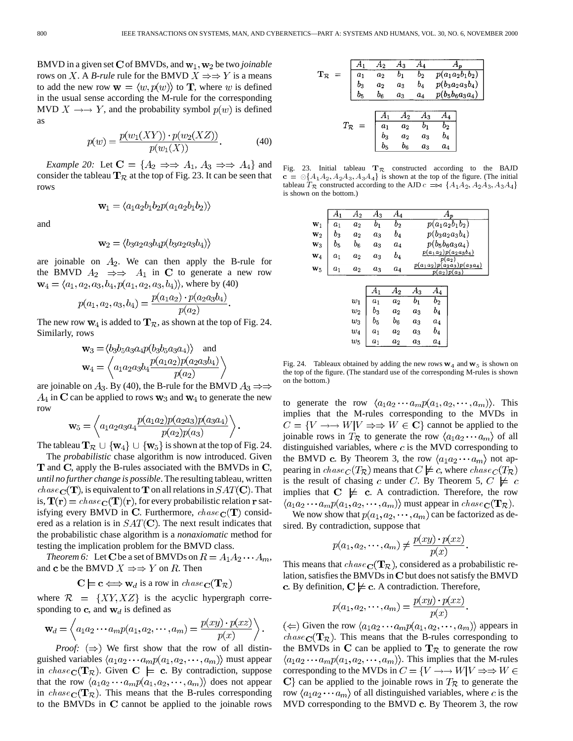BMVD in a given set $\mathbf{C}$ of BMVDs, and $\mathbf{w}_1, \mathbf{w}_2$ be two *joinable* rows on $X$. A *B-rule* rule for the BMVD $X \Rightarrow\Rightarrow Y$ is a means to add the new row $\mathbf{w} = \langle w, p(w) \rangle$ to $\mathbf{T}$, where $w$ is defined in the usual sense according the M-rule for the corresponding MVD $X \rightarrow\rightarrow Y$, and the probability symbol $p(w)$ is defined as

$$p(w) = \frac{p(w_1(XY)) \cdot p(w_2(XZ))}{p(w_1(X))}. \tag{40}$$

*Example 20:* Let $\mathbf{C} = \{A_2 \Rightarrow\Rightarrow A_1, A_3 \Rightarrow\Rightarrow A_4\}$ and consider the tableau $\mathbf{T}_\mathcal{R}$ at the top of Fig. 23. It can be seen that rows

$$\mathbf{w}_1 = \langle a_1 a_2 b_1 b_2 p(a_1 a_2 b_1 b_2) \rangle$$

and

$$\mathbf{w}_2 = \langle b_3 a_2 a_3 b_4 p(b_3 a_2 a_3 b_4) \rangle$$

are joinable on $A_2$. We can then apply the B-rule for the BMVD $A_2 \Rightarrow\Rightarrow A_1$ in $\mathbf{C}$ to generate a new row $\mathbf{w}_4 = \langle a_1, a_2, a_3, b_4, p(a_1, a_2, a_3, b_4) \rangle$, where by (40)

$$p(a_1, a_2, a_3, b_4) = \frac{p(a_1 a_2) \cdot p(a_2 a_3 b_4)}{p(a_2)}.$$

The new row $\mathbf{w}_4$ is added to $\mathbf{T}_\mathcal{R}$, as shown at the top of Fig. 24. Similarly, rows

$$\mathbf{w}_3 = \langle b_3 b_5 a_3 a_4 p(b_3 b_5 a_3 a_4) \rangle \quad \text{and}$$
$$\mathbf{w}_4 = \left\langle a_1 a_2 a_3 b_4 \frac{p(a_1 a_2) p(a_2 a_3 b_4)}{p(a_2)} \right\rangle$$

are joinable on $A_3$. By (40), the B-rule for the BMVD $A_3 \Rightarrow\Rightarrow A_4$ in $\mathbf{C}$ can be applied to rows $\mathbf{w}_3$ and $\mathbf{w}_4$ to generate the new row

$$\mathbf{w}_5 = \left\langle a_1 a_2 a_3 a_4 \frac{p(a_1 a_2) p(a_2 a_3) p(a_3 a_4)}{p(a_2) p(a_3)} \right\rangle.$$

The tableau $\mathbf{T}_\mathcal{R} \cup \{\mathbf{w}_4\} \cup \{\mathbf{w}_5\}$ is shown at the top of Fig. 24.

The *probabilistic* chase algorithm is now introduced. Given $\mathbf{T}$ and $\mathbf{C}$, apply the B-rules associated with the BMVDs in $\mathbf{C}$, *until no further change is possible*. The resulting tableau, written $chase_\mathbf{C}(\mathbf{T})$, is equivalent to $\mathbf{T}$ on all relations in $SAT(\mathbf{C})$. That is, $\mathbf{T}(\mathbf{r}) = chase_\mathbf{C}(\mathbf{T})(\mathbf{r})$, for every probabilistic relation $\mathbf{r}$ satisfying every BMVD in $\mathbf{C}$. Furthermore, $chase_\mathbf{C}(\mathbf{T})$ considered as a relation is in $SAT(\mathbf{C})$. The next result indicates that the probabilistic chase algorithm is a *nonaxiomatic* method for testing the implication problem for the BMVD class.

*Theorem 6:* Let $\mathbf{C}$ be a set of BMVDs on $R = A_1 A_2 \cdots A_m$, and $\mathbf{c}$ be the BMVD $X \Rightarrow\Rightarrow Y$ on $R$. Then

$$\mathbf{C} \models \mathbf{c} \Longleftrightarrow \mathbf{w}_d \text{ is a row in } chase_\mathbf{C}(\mathbf{T}_\mathcal{R})$$

where $\mathcal{R} = \{XY, XZ\}$ is the acyclic hypergraph corresponding to $\mathbf{c}$, and $\mathbf{w}_d$ is defined as

$$\mathbf{w}_d = \left\langle a_1 a_2 \cdots a_m p(a_1, a_2, \cdots, a_m) = \frac{p(xy) \cdot p(xz)}{p(x)} \right\rangle.$$

*Proof:* ($\Rightarrow$) We first show that the row of all distinguished variables $\langle a_1 a_2 \cdots a_m p(a_1, a_2, \cdots, a_m) \rangle$ must appear in $chase_\mathbf{C}(\mathbf{T}_\mathcal{R})$. Given $\mathbf{C} \models \mathbf{c}$. By contradiction, suppose that the row $\langle a_1 a_2 \cdots a_m p(a_1, a_2, \cdots, a_m) \rangle$ does not appear in $chase_\mathbf{C}(\mathbf{T}_\mathcal{R})$. This means that the B-rules corresponding to the BMVDs in $\mathbf{C}$ cannot be applied to the joinable rows to generate the row $\langle a_1 a_2 \cdots a_m p(a_1, a_2, \cdots, a_m) \rangle$. This implies that the M-rules corresponding to the MVDs in $C = \{V \rightarrow\rightarrow W | V \Rightarrow\Rightarrow W \in \mathbf{C}\}$ cannot be applied to the joinable rows in $T_\mathcal{R}$ to generate the row $\langle a_1 a_2 \cdots a_m \rangle$ of all distinguished variables, where $c$ is the MVD corresponding to the BMVD $\mathbf{c}$. By Theorem 3, the row $\langle a_1 a_2 \cdots a_m \rangle$ not appearing in $chase_C(T_\mathcal{R})$ means that $C \not\models c$, where $chase_C(T_\mathcal{R})$ is the result of chasing $c$ under $C$. By Theorem 5, $C \not\models c$ implies that $\mathbf{C} \not\models \mathbf{c}$. A contradiction. Therefore, the row $\langle a_1 a_2 \cdots a_m p(a_1, a_2, \cdots, a_m) \rangle$ must appear in $chase_\mathbf{C}(\mathbf{T}_\mathcal{R})$.

We now show that $p(a_1, a_2, \cdots, a_m)$ can be factorized as desired. By contradiction, suppose that

$$p(a_1, a_2, \cdots, a_m) \neq \frac{p(xy) \cdot p(xz)}{p(x)}.$$

This means that $chase_\mathbf{C}(\mathbf{T}_\mathcal{R})$, considered as a probabilistic relation, satisfies the BMVDs in $\mathbf{C}$ but does not satisfy the BMVD $\mathbf{c}$. By definition, $\mathbf{C} \not\models \mathbf{c}$. A contradiction. Therefore,

$$p(a_1, a_2, \cdots, a_m) = \frac{p(xy) \cdot p(xz)}{p(x)}.$$

($\Leftarrow$) Given the row $\langle a_1 a_2 \cdots a_m p(a_1, a_2, \cdots, a_m) \rangle$ appears in $chase_\mathbf{C}(\mathbf{T}_\mathcal{R})$. This means that the B-rules corresponding to the BMVDs in $\mathbf{C}$ can be applied to $\mathbf{T}_\mathcal{R}$ to generate the row $\langle a_1 a_2 \cdots a_m p(a_1, a_2, \cdots, a_m) \rangle$. This implies that the M-rules corresponding to the MVDs in $C = \{V \rightarrow\rightarrow W | V \Rightarrow\Rightarrow W \in \mathbf{C}\}$ can be applied to the joinable rows in $T_\mathcal{R}$ to generate the row $\langle a_1 a_2 \cdots a_m \rangle$ of all distinguished variables, where $c$ is the MVD corresponding to the BMVD $\mathbf{c}$. By Theorem 3, the row

$\mathbf{T}_\mathcal{R} =$

| $A_1$ | $A_2$ | $A_3$ | $A_4$ | $A_p$ |
|---|---|---|---|---|
| $a_1$ | $a_2$ | $b_1$ | $b_2$ | $p(a_1 a_2 b_1 b_2)$ |
| $b_3$ | $a_2$ | $a_3$ | $b_4$ | $p(b_3 a_2 a_3 b_4)$ |
| $b_5$ | $b_6$ | $a_3$ | $a_4$ | $p(b_5 b_6 a_3 a_4)$ |

$T_\mathcal{R} =$

| $A_1$ | $A_2$ | $A_3$ | $A_4$ |
|---|---|---|---|
| $a_1$ | $a_2$ | $b_1$ | $b_2$ |
| $b_3$ | $a_2$ | $a_3$ | $b_4$ |
| $b_5$ | $b_6$ | $a_3$ | $a_4$ |

Fig. 23. Initial tableau $\mathbf{T}_\mathcal{R}$ constructed according to the BAJD $\mathbf{c} = \otimes\{A_1A_2, A_2A_3, A_3A_4\}$ is shown at the top of the figure. (The initial tableau $T_\mathcal{R}$ constructed according to the AJD $c = \bowtie \{A_1A_2, A_2A_3, A_3A_4\}$ is shown on the bottom.)

| | $A_1$ | $A_2$ | $A_3$ | $A_4$ | $A_p$ |
|---|---|---|---|---|---|
| $\mathbf{w}_1$ | $a_1$ | $a_2$ | $b_1$ | $b_2$ | $p(a_1 a_2 b_1 b_2)$ |
| $\mathbf{w}_2$ | $b_3$ | $a_2$ | $a_3$ | $b_4$ | $p(b_3 a_2 a_3 b_4)$ |
| $\mathbf{w}_3$ | $b_5$ | $b_6$ | $a_3$ | $a_4$ | $p(b_5 b_6 a_3 a_4)$ |
| $\mathbf{w}_4$ | $a_1$ | $a_2$ | $a_3$ | $b_4$ | $\frac{p(a_1 a_2) p(a_2 a_3 b_4)}{p(a_2)}$ |
| $\mathbf{w}_5$ | $a_1$ | $a_2$ | $a_3$ | $a_4$ | $\frac{p(a_1 a_2) p(a_2 a_3) p(a_3 a_4)}{p(a_2) p(a_3)}$ |

| | $A_1$ | $A_2$ | $A_3$ | $A_4$ |
|---|---|---|---|---|
| $w_1$ | $a_1$ | $a_2$ | $b_1$ | $b_2$ |
| $w_2$ | $b_3$ | $a_2$ | $a_3$ | $b_4$ |
| $w_3$ | $b_5$ | $b_6$ | $a_3$ | $a_4$ |
| $w_4$ | $a_1$ | $a_2$ | $a_3$ | $b_4$ |
| $w_5$ | $a_1$ | $a_2$ | $a_3$ | $a_4$ |

Fig. 24. Tableaux obtained by adding the new rows $\mathbf{w}_4$ and $\mathbf{w}_5$ is shown on the top of the figure. (The standard use of the corresponding M-rules is shown on the bottom.)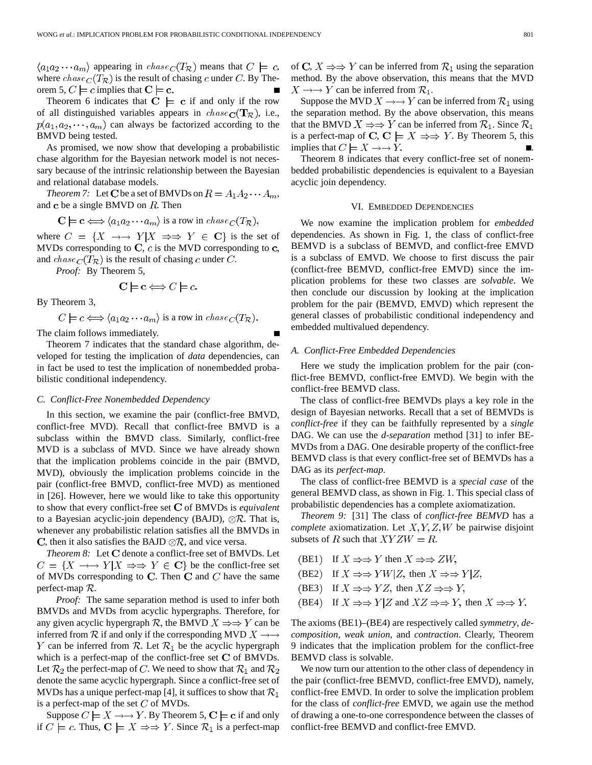$\langle a_1 a_2 \cdots a_m \rangle$ appearing in $chase_C(T_{\mathcal{R}})$ means that $C \models c$, where $chase_C(T_{\mathcal{R}})$ is the result of chasing $c$ under $C$. By Theorem 5, $C \models c$ implies that $\mathbf{C} \models \mathbf{c}$. ∎

Theorem 6 indicates that $\mathbf{C} \models \mathbf{c}$ if and only if the row of all distinguished variables appears in $chase_{\mathbf{C}}(\mathbf{T}_{\mathcal{R}})$, i.e., $p(a_1, a_2, \cdots, a_m)$ can always be factorized according to the BMVD being tested.

As promised, we now show that developing a probabilistic chase algorithm for the Bayesian network model is not necessary because of the intrinsic relationship between the Bayesian and relational database models.

*Theorem 7:* Let $\mathbf{C}$ be a set of BMVDs on $R = A_1 A_2 \cdots A_m$, and $\mathbf{c}$ be a single BMVD on $R$. Then

$$\mathbf{C} \models \mathbf{c} \Longleftrightarrow \langle a_1 a_2 \cdots a_m \rangle \text{ is a row in } chase_C(T_{\mathcal{R}}),$$

where $C = \{X \rightarrow\rightarrow Y | X \Rightarrow\Rightarrow Y \in \mathbf{C}\}$ is the set of MVDs corresponding to $\mathbf{C}$, $c$ is the MVD corresponding to $\mathbf{c}$, and $chase_C(T_{\mathcal{R}})$ is the result of chasing $c$ under $C$.

*Proof:* By Theorem 5,

$$\mathbf{C} \models \mathbf{c} \Longleftrightarrow C \models c.$$

By Theorem 3,

$$C \models c \Longleftrightarrow \langle a_1 a_2 \cdots a_m \rangle \text{ is a row in } chase_C(T_{\mathcal{R}}).$$

The claim follows immediately. ∎

Theorem 7 indicates that the standard chase algorithm, developed for testing the implication of *data* dependencies, can in fact be used to test the implication of nonembedded probabilistic conditional independency.

### C. Conflict-Free Nonembedded Dependency

In this section, we examine the pair (conflict-free BMVD, conflict-free MVD). Recall that conflict-free BMVD is a subclass within the BMVD class. Similarly, conflict-free MVD is a subclass of MVD. Since we have already shown that the implication problems coincide in the pair (BMVD, MVD), obviously the implication problems coincide in the pair (conflict-free BMVD, conflict-free MVD) as mentioned in [26]. However, here we would like to take this opportunity to show that every conflict-free set $\mathbf{C}$ of BMVDs is *equivalent* to a Bayesian acyclic-join dependency (BAJD), $\otimes\mathcal{R}$. That is, whenever any probabilistic relation satisfies all the BMVDs in $\mathbf{C}$, then it also satisfies the BAJD $\otimes\mathcal{R}$, and vice versa.

*Theorem 8:* Let $\mathbf{C}$ denote a conflict-free set of BMVDs. Let $C = \{X \rightarrow\rightarrow Y | X \Rightarrow\Rightarrow Y \in \mathbf{C}\}$ be the conflict-free set of MVDs corresponding to $\mathbf{C}$. Then $\mathbf{C}$ and $C$ have the same perfect-map $\mathcal{R}$.

*Proof:* The same separation method is used to infer both BMVDs and MVDs from acyclic hypergraphs. Therefore, for any given acyclic hypergraph $\mathcal{R}$, the BMVD $X \Rightarrow\Rightarrow Y$ can be inferred from $\mathcal{R}$ if and only if the corresponding MVD $X \rightarrow\rightarrow Y$ can be inferred from $\mathcal{R}$. Let $\mathcal{R}_1$ be the acyclic hypergraph which is a perfect-map of the conflict-free set $\mathbf{C}$ of BMVDs. Let $\mathcal{R}_2$ the perfect-map of $C$. We need to show that $\mathcal{R}_1$ and $\mathcal{R}_2$ denote the same acyclic hypergraph. Since a conflict-free set of MVDs has a unique perfect-map [4], it suffices to show that $\mathcal{R}_1$ is a perfect-map of the set $C$ of MVDs.

Suppose $C \models X \rightarrow\rightarrow Y$. By Theorem 5, $\mathbf{C} \models \mathbf{c}$ if and only if $C \models c$. Thus, $\mathbf{C} \models X \Rightarrow\Rightarrow Y$. Since $\mathcal{R}_1$ is a perfect-map of $\mathbf{C}$, $X \Rightarrow\Rightarrow Y$ can be inferred from $\mathcal{R}_1$ using the separation method. By the above observation, this means that the MVD $X \rightarrow\rightarrow Y$ can be inferred from $\mathcal{R}_1$.

Suppose the MVD $X \rightarrow\rightarrow Y$ can be inferred from $\mathcal{R}_1$ using the separation method. By the above observation, this means that the BMVD $X \Rightarrow\Rightarrow Y$ can be inferred from $\mathcal{R}_1$. Since $\mathcal{R}_1$ is a perfect-map of $\mathbf{C}$, $\mathbf{C} \models X \Rightarrow\Rightarrow Y$. By Theorem 5, this implies that $C \models X \rightarrow\rightarrow Y$. ∎

Theorem 8 indicates that every conflict-free set of nonembedded probabilistic dependencies is equivalent to a Bayesian acyclic join dependency.

## VI. Embedded Dependencies

We now examine the implication problem for *embedded* dependencies. As shown in Fig. 1, the class of conflict-free BEMVD is a subclass of BEMVD, and conflict-free EMVD is a subclass of EMVD. We choose to first discuss the pair (conflict-free BEMVD, conflict-free EMVD) since the implication problems for these two classes are *solvable*. We then conclude our discussion by looking at the implication problem for the pair (BEMVD, EMVD) which represent the general classes of probabilistic conditional independency and embedded multivalued dependency.

### A. Conflict-Free Embedded Dependencies

Here we study the implication problem for the pair (conflict-free BEMVD, conflict-free EMVD). We begin with the conflict-free BEMVD class.

The class of conflict-free BEMVDs plays a key role in the design of Bayesian networks. Recall that a set of BEMVDs is *conflict-free* if they can be faithfully represented by a *single* DAG. We can use the *d-separation* method [31] to infer BEMVDs from a DAG. One desirable property of the conflict-free BEMVD class is that every conflict-free set of BEMVDs has a DAG as its *perfect-map*.

The class of conflict-free BEMVD is a *special case* of the general BEMVD class, as shown in Fig. 1. This special class of probabilistic dependencies has a complete axiomatization.

*Theorem 9:* [31] The class of *conflict-free BEMVD* has a *complete* axiomatization. Let $X, Y, Z, W$ be pairwise disjoint subsets of $R$ such that $XYZW = R$.

(BE1) If $X \Rightarrow\Rightarrow Y$ then $X \Rightarrow\Rightarrow ZW$,

(BE2) If $X \Rightarrow\Rightarrow YW|Z$, then $X \Rightarrow\Rightarrow Y|Z$,

(BE3) If $X \Rightarrow\Rightarrow YZ$, then $XZ \Rightarrow\Rightarrow Y$,

(BE4) If $X \Rightarrow\Rightarrow Y|Z$ and $XZ \Rightarrow\Rightarrow Y$, then $X \Rightarrow\Rightarrow Y$.

The axioms (BE1)–(BE4) are respectively called *symmetry*, *decomposition*, *weak union*, and *contraction*. Clearly, Theorem 9 indicates that the implication problem for the conflict-free BEMVD class is solvable.

We now turn our attention to the other class of dependency in the pair (conflict-free BEMVD, conflict-free EMVD), namely, conflict-free EMVD. In order to solve the implication problem for the class of *conflict-free* EMVD, we again use the method of drawing a one-to-one correspondence between the classes of conflict-free BEMVD and conflict-free EMVD.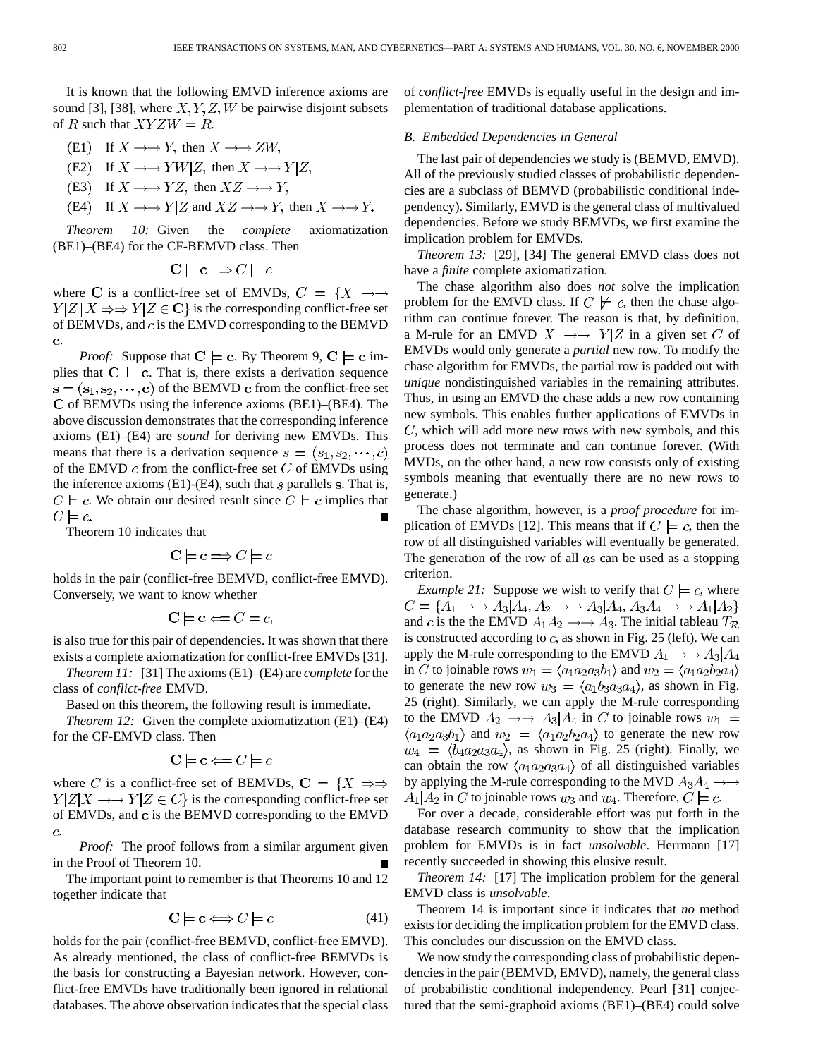It is known that the following EMVD inference axioms are sound [3], [38], where $X, Y, Z, W$ be pairwise disjoint subsets of $R$ such that $XYZW = R$.

- (E1) If $X \rightarrow\rightarrow Y$, then $X \rightarrow\rightarrow ZW$,
- (E2) If $X \rightarrow\rightarrow YW|Z$, then $X \rightarrow\rightarrow Y|Z$,
- (E3) If $X \rightarrow\rightarrow YZ$, then $XZ \rightarrow\rightarrow Y$,
- (E4) If $X \rightarrow\rightarrow Y|Z$ and $XZ \rightarrow\rightarrow Y$, then $X \rightarrow\rightarrow Y$.

*Theorem 10:* Given the *complete* axiomatization (BE1)–(BE4) for the CF-BEMVD class. Then

$$\mathbf{C} \models \mathbf{c} \Longrightarrow C \models c$$

where $\mathbf{C}$ is a conflict-free set of EMVDs, $C = \{X \rightarrow\rightarrow Y|Z \mid X \Rightarrow\Rightarrow Y|Z \in \mathbf{C}\}$ is the corresponding conflict-free set of BEMVDs, and $c$ is the EMVD corresponding to the BEMVD $\mathbf{c}$.

*Proof:* Suppose that $\mathbf{C} \models \mathbf{c}$. By Theorem 9, $\mathbf{C} \models \mathbf{c}$ implies that $\mathbf{C} \vdash \mathbf{c}$. That is, there exists a derivation sequence $\mathbf{s} = (\mathbf{s}_1, \mathbf{s}_2, \cdots, \mathbf{c})$ of the BEMVD $\mathbf{c}$ from the conflict-free set $\mathbf{C}$ of BEMVDs using the inference axioms (BE1)–(BE4). The above discussion demonstrates that the corresponding inference axioms (E1)–(E4) are *sound* for deriving new EMVDs. This means that there is a derivation sequence $s = (s_1, s_2, \cdots, c)$ of the EMVD $c$ from the conflict-free set $C$ of EMVDs using the inference axioms (E1)-(E4), such that $s$ parallels $\mathbf{s}$. That is, $C \vdash c$. We obtain our desired result since $C \vdash c$ implies that $C \models c$. ■

Theorem 10 indicates that

$$\mathbf{C} \models \mathbf{c} \Longrightarrow C \models c$$

holds in the pair (conflict-free BEMVD, conflict-free EMVD). Conversely, we want to know whether

$$\mathbf{C} \models \mathbf{c} \Longleftarrow C \models c,$$

is also true for this pair of dependencies. It was shown that there exists a complete axiomatization for conflict-free EMVDs [31].

*Theorem 11:* [31] The axioms (E1)–(E4) are *complete* for the class of *conflict-free* EMVD.

Based on this theorem, the following result is immediate.

*Theorem 12:* Given the complete axiomatization (E1)–(E4) for the CF-EMVD class. Then

$$\mathbf{C} \models \mathbf{c} \Longleftarrow C \models c$$

where $C$ is a conflict-free set of BEMVDs, $\mathbf{C} = \{X \Rightarrow\Rightarrow Y|Z|X \rightarrow\rightarrow Y|Z \in C\}$ is the corresponding conflict-free set of EMVDs, and $\mathbf{c}$ is the BEMVD corresponding to the EMVD $c$.

*Proof:* The proof follows from a similar argument given in the Proof of Theorem 10. ■

The important point to remember is that Theorems 10 and 12 together indicate that

$$\mathbf{C} \models \mathbf{c} \Longleftrightarrow C \models c \tag{41}$$

holds for the pair (conflict-free BEMVD, conflict-free EMVD). As already mentioned, the class of conflict-free BEMVDs is the basis for constructing a Bayesian network. However, conflict-free EMVDs have traditionally been ignored in relational databases. The above observation indicates that the special class of *conflict-free* EMVDs is equally useful in the design and implementation of traditional database applications.

### B. Embedded Dependencies in General

The last pair of dependencies we study is (BEMVD, EMVD). All of the previously studied classes of probabilistic dependencies are a subclass of BEMVD (probabilistic conditional independency). Similarly, EMVD is the general class of multivalued dependencies. Before we study BEMVDs, we first examine the implication problem for EMVDs.

*Theorem 13:* [29], [34] The general EMVD class does not have a *finite* complete axiomatization.

The chase algorithm also does *not* solve the implication problem for the EMVD class. If $C \not\models c$, then the chase algorithm can continue forever. The reason is that, by definition, a M-rule for an EMVD $X \rightarrow\rightarrow Y|Z$ in a given set $C$ of EMVDs would only generate a *partial* new row. To modify the chase algorithm for EMVDs, the partial row is padded out with *unique* nondistinguished variables in the remaining attributes. Thus, in using an EMVD the chase adds a new row containing new symbols. This enables further applications of EMVDs in $C$, which will add more new rows with new symbols, and this process does not terminate and can continue forever. (With MVDs, on the other hand, a new row consists only of existing symbols meaning that eventually there are no new rows to generate.)

The chase algorithm, however, is a *proof procedure* for implication of EMVDs [12]. This means that if $C \models c$, then the row of all distinguished variables will eventually be generated. The generation of the row of all $a$s can be used as a stopping criterion.

*Example 21:* Suppose we wish to verify that $C \models c$, where $C = \{A_1 \rightarrow\rightarrow A_3|A_4, A_2 \rightarrow\rightarrow A_3|A_4, A_3A_4 \rightarrow\rightarrow A_1|A_2\}$ and $c$ is the the EMVD $A_1A_2 \rightarrow\rightarrow A_3$. The initial tableau $T_{\mathcal{R}}$ is constructed according to $c$, as shown in Fig. 25 (left). We can apply the M-rule corresponding to the EMVD $A_1 \rightarrow\rightarrow A_3|A_4$ in $C$ to joinable rows $w_1 = \langle a_1a_2a_3b_1\rangle$ and $w_2 = \langle a_1a_2b_2a_4\rangle$ to generate the new row $w_3 = \langle a_1b_3a_3a_4\rangle$, as shown in Fig. 25 (right). Similarly, we can apply the M-rule corresponding to the EMVD $A_2 \rightarrow\rightarrow A_3|A_4$ in $C$ to joinable rows $w_1 = \langle a_1a_2a_3b_1\rangle$ and $w_2 = \langle a_1a_2b_2a_4\rangle$ to generate the new row $w_4 = \langle b_4a_2a_3a_4\rangle$, as shown in Fig. 25 (right). Finally, we can obtain the row $\langle a_1a_2a_3a_4\rangle$ of all distinguished variables by applying the M-rule corresponding to the MVD $A_3A_4 \rightarrow\rightarrow A_1|A_2$ in $C$ to joinable rows $w_3$ and $w_4$. Therefore, $C \models c$.

For over a decade, considerable effort was put forth in the database research community to show that the implication problem for EMVDs is in fact *unsolvable*. Herrmann [17] recently succeeded in showing this elusive result.

*Theorem 14:* [17] The implication problem for the general EMVD class is *unsolvable*.

Theorem 14 is important since it indicates that *no* method exists for deciding the implication problem for the EMVD class. This concludes our discussion on the EMVD class.

We now study the corresponding class of probabilistic dependencies in the pair (BEMVD, EMVD), namely, the general class of probabilistic conditional independency. Pearl [31] conjectured that the semi-graphoid axioms (BE1)–(BE4) could solve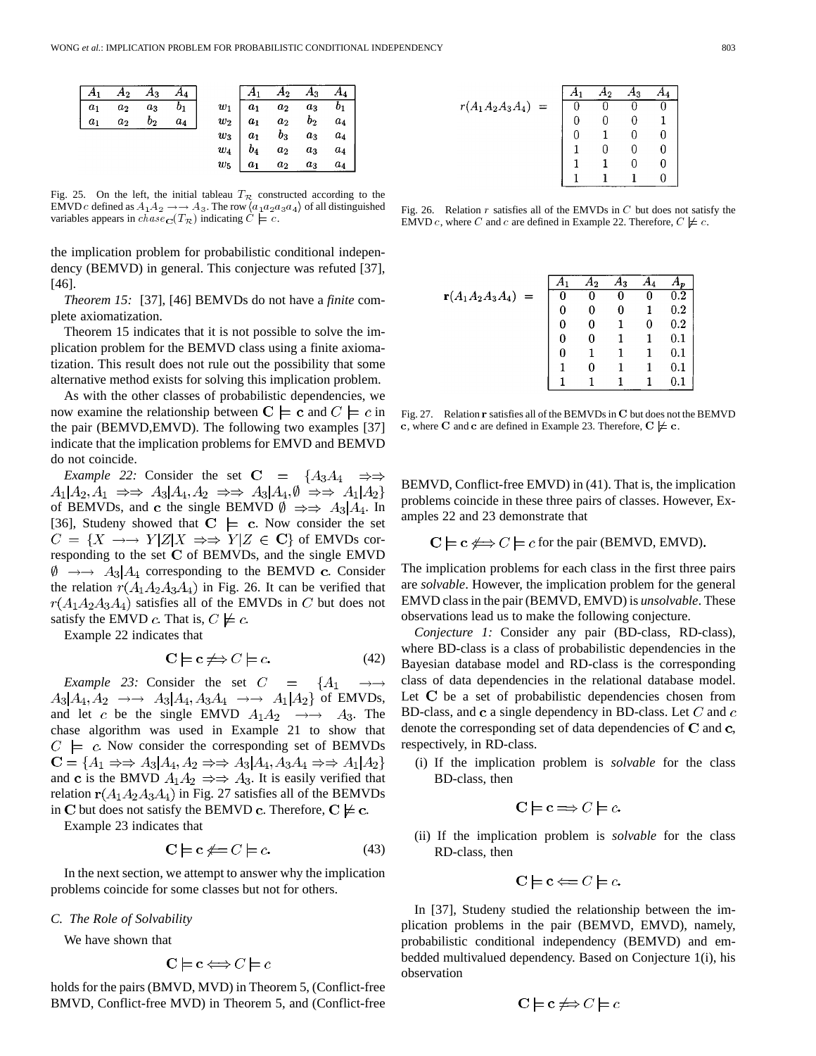| $A_1$ | $A_2$ | $A_3$ | $A_4$ |
|---|---|---|---|
| $a_1$ | $a_2$ | $a_3$ | $b_1$ |
| $a_1$ | $a_2$ | $b_2$ | $a_4$ |

| | $A_1$ | $A_2$ | $A_3$ | $A_4$ |
|---|---|---|---|---|
| $w_1$ | $a_1$ | $a_2$ | $a_3$ | $b_1$ |
| $w_2$ | $a_1$ | $a_2$ | $b_2$ | $a_4$ |
| $w_3$ | $a_1$ | $b_3$ | $a_3$ | $a_4$ |
| $w_4$ | $b_4$ | $a_2$ | $a_3$ | $a_4$ |
| $w_5$ | $a_1$ | $a_2$ | $a_3$ | $a_4$ |

Fig. 25. On the left, the initial tableau $T_{\mathcal{R}}$ constructed according to the EMVD $c$ defined as $A_1A_2 \rightarrow\rightarrow A_3$. The row $\langle a_1a_2a_3a_4 \rangle$ of all distinguished variables appears in $chase_C(T_{\mathcal{R}})$ indicating $C \models c$.

the implication problem for probabilistic conditional independency (BEMVD) in general. This conjecture was refuted [37], [46].

*Theorem 15:* [37], [46] BEMVDs do not have a *finite* complete axiomatization.

Theorem 15 indicates that it is not possible to solve the implication problem for the BEMVD class using a finite axiomatization. This result does not rule out the possibility that some alternative method exists for solving this implication problem.

As with the other classes of probabilistic dependencies, we now examine the relationship between $\mathbf{C} \models \mathbf{c}$ and $C \models c$ in the pair (BEMVD,EMVD). The following two examples [37] indicate that the implication problems for EMVD and BEMVD do not coincide.

*Example 22:* Consider the set $\mathbf{C} = \{A_3A_4 \Rightarrow\Rightarrow A_1|A_2, A_1 \Rightarrow\Rightarrow A_3|A_4, A_2 \Rightarrow\Rightarrow A_3|A_4, \emptyset \Rightarrow\Rightarrow A_1|A_2\}$ of BEMVDs, and $\mathbf{c}$ the single BEMVD $\emptyset \Rightarrow\Rightarrow A_3|A_4$. In [36], Studeny showed that $\mathbf{C} \models \mathbf{c}$. Now consider the set $C = \{X \rightarrow\rightarrow Y|Z | X \Rightarrow\Rightarrow Y|Z \in \mathbf{C}\}$ of EMVDs corresponding to the set $\mathbf{C}$ of BEMVDs, and the single EMVD $\emptyset \rightarrow\rightarrow A_3|A_4$ corresponding to the BEMVD $\mathbf{c}$. Consider the relation $r(A_1A_2A_3A_4)$ in Fig. 26. It can be verified that $r(A_1A_2A_3A_4)$ satisfies all of the EMVDs in $C$ but does not satisfy the EMVD $c$. That is, $C \not\models c$.

$r(A_1A_2A_3A_4) =$

| $A_1$ | $A_2$ | $A_3$ | $A_4$ |
|---|---|---|---|
| 0 | 0 | 0 | 0 |
| 0 | 0 | 0 | 1 |
| 0 | 1 | 0 | 0 |
| 1 | 0 | 0 | 0 |
| 1 | 1 | 0 | 0 |
| 1 | 1 | 1 | 0 |

Fig. 26. Relation $r$ satisfies all of the EMVDs in $C$ but does not satisfy the EMVD $c$, where $C$ and $c$ are defined in Example 22. Therefore, $C \not\models c$.

Example 22 indicates that

$$\mathbf{C} \models \mathbf{c} \not\Longrightarrow C \models c. \tag{42}$$

*Example 23:* Consider the set $C = \{A_1 \rightarrow\rightarrow A_3|A_4, A_2 \rightarrow\rightarrow A_3|A_4, A_3A_4 \rightarrow\rightarrow A_1|A_2\}$ of EMVDs, and let $c$ be the single EMVD $A_1A_2 \rightarrow\rightarrow A_3$. The chase algorithm was used in Example 21 to show that $C \models c$. Now consider the corresponding set of BEMVDs $\mathbf{C} = \{A_1 \Rightarrow\Rightarrow A_3|A_4, A_2 \Rightarrow\Rightarrow A_3|A_4, A_3A_4 \Rightarrow\Rightarrow A_1|A_2\}$ and $\mathbf{c}$ is the BMVD $A_1A_2 \Rightarrow\Rightarrow A_3$. It is easily verified that relation $\mathbf{r}(A_1A_2A_3A_4)$ in Fig. 27 satisfies all of the BEMVDs in $\mathbf{C}$ but does not satisfy the BEMVD $\mathbf{c}$. Therefore, $\mathbf{C} \not\models \mathbf{c}$.

$\mathbf{r}(A_1A_2A_3A_4) =$

| $A_1$ | $A_2$ | $A_3$ | $A_4$ | $A_p$ |
|---|---|---|---|---|
| 0 | 0 | 0 | 0 | 0.2 |
| 0 | 0 | 0 | 1 | 0.2 |
| 0 | 0 | 1 | 0 | 0.2 |
| 0 | 0 | 1 | 1 | 0.1 |
| 0 | 1 | 1 | 1 | 0.1 |
| 1 | 0 | 1 | 1 | 0.1 |
| 1 | 1 | 1 | 1 | 0.1 |

Fig. 27. Relation $\mathbf{r}$ satisfies all of the BEMVDs in $\mathbf{C}$ but does not the BEMVD $\mathbf{c}$, where $\mathbf{C}$ and $\mathbf{c}$ are defined in Example 23. Therefore, $\mathbf{C} \not\models \mathbf{c}$.

Example 23 indicates that

$$\mathbf{C} \models \mathbf{c} \not\Longleftarrow C \models c. \tag{43}$$

In the next section, we attempt to answer why the implication problems coincide for some classes but not for others.

### C. The Role of Solvability

We have shown that

$$\mathbf{C} \models \mathbf{c} \Longleftrightarrow C \models c$$

holds for the pairs (BMVD, MVD) in Theorem 5, (Conflict-free BMVD, Conflict-free MVD) in Theorem 5, and (Conflict-free BEMVD, Conflict-free EMVD) in (41). That is, the implication problems coincide in these three pairs of classes. However, Examples 22 and 23 demonstrate that

$$\mathbf{C} \models \mathbf{c} \not\Longleftrightarrow C \models c \text{ for the pair (BEMVD, EMVD).}$$

The implication problems for each class in the first three pairs are *solvable*. However, the implication problem for the general EMVD class in the pair (BEMVD, EMVD) is *unsolvable*. These observations lead us to make the following conjecture.

*Conjecture 1:* Consider any pair (BD-class, RD-class), where BD-class is a class of probabilistic dependencies in the Bayesian database model and RD-class is the corresponding class of data dependencies in the relational database model. Let $\mathbf{C}$ be a set of probabilistic dependencies chosen from BD-class, and $\mathbf{c}$ a single dependency in BD-class. Let $C$ and $c$ denote the corresponding set of data dependencies of $\mathbf{C}$ and $\mathbf{c}$, respectively, in RD-class.

(i) If the implication problem is *solvable* for the class BD-class, then

$$\mathbf{C} \models \mathbf{c} \Longrightarrow C \models c.$$

(ii) If the implication problem is *solvable* for the class RD-class, then

$$\mathbf{C} \models \mathbf{c} \Longleftarrow C \models c.$$

In [37], Studeny studied the relationship between the implication problems in the pair (BEMVD, EMVD), namely, probabilistic conditional independency (BEMVD) and embedded multivalued dependency. Based on Conjecture 1(i), his observation

$$\mathbf{C} \models \mathbf{c} \not\Longrightarrow C \models c$$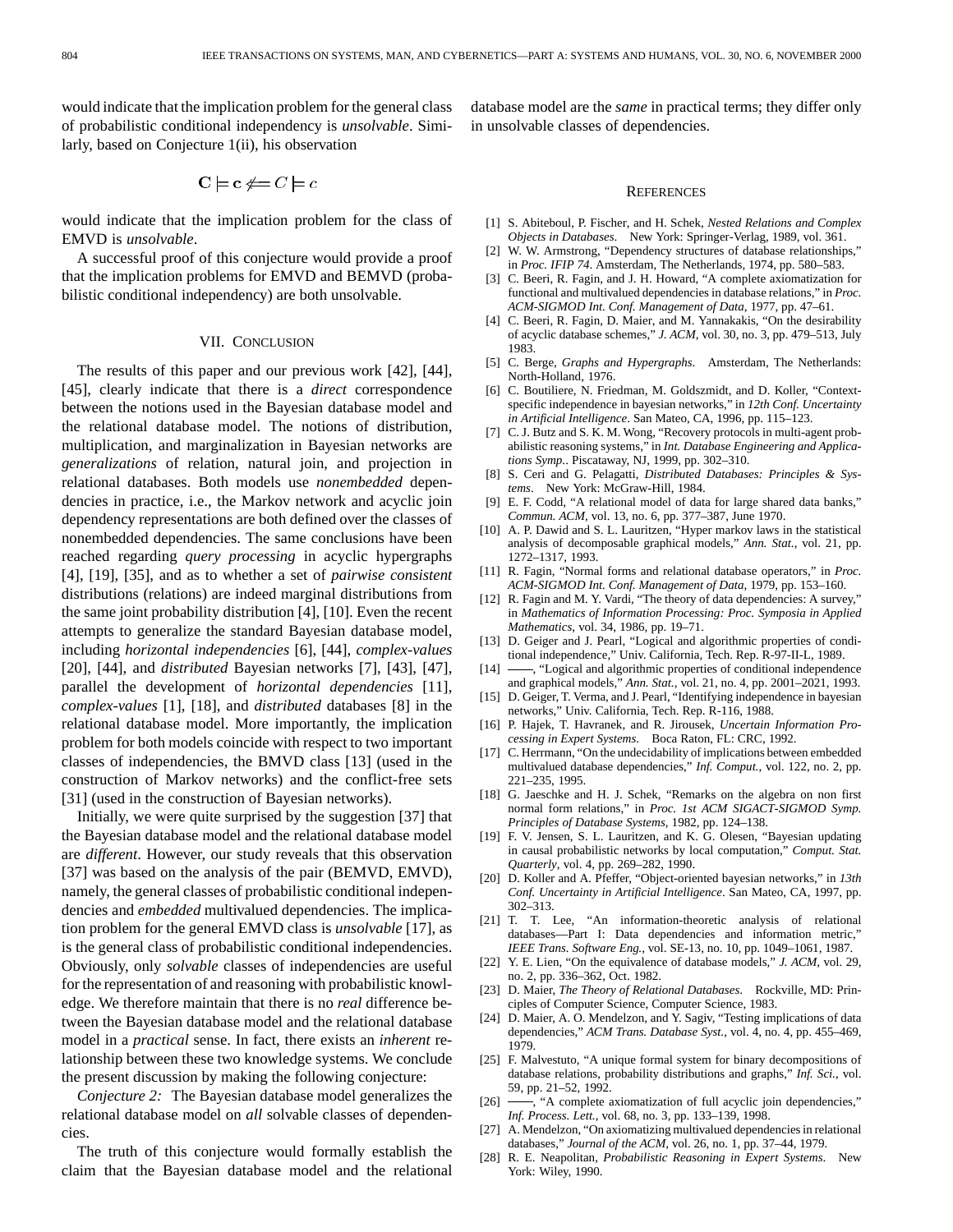would indicate that the implication problem for the general class of probabilistic conditional independency is *unsolvable*. Similarly, based on Conjecture 1(ii), his observation

$$\mathbf{C} \models \mathbf{c} \not\Longleftarrow C \models c$$

would indicate that the implication problem for the class of EMVD is *unsolvable*.

A successful proof of this conjecture would provide a proof that the implication problems for EMVD and BEMVD (probabilistic conditional independency) are both unsolvable.

## VII. Conclusion

The results of this paper and our previous work [42], [44], [45], clearly indicate that there is a *direct* correspondence between the notions used in the Bayesian database model and the relational database model. The notions of distribution, multiplication, and marginalization in Bayesian networks are *generalizations* of relation, natural join, and projection in relational databases. Both models use *nonembedded* dependencies in practice, i.e., the Markov network and acyclic join dependency representations are both defined over the classes of nonembedded dependencies. The same conclusions have been reached regarding *query processing* in acyclic hypergraphs [4], [19], [35], and as to whether a set of *pairwise consistent* distributions (relations) are indeed marginal distributions from the same joint probability distribution [4], [10]. Even the recent attempts to generalize the standard Bayesian database model, including *horizontal independencies* [6], [44], *complex-values* [20], [44], and *distributed* Bayesian networks [7], [43], [47], parallel the development of *horizontal dependencies* [11], *complex-values* [1], [18], and *distributed* databases [8] in the relational database model. More importantly, the implication problem for both models coincide with respect to two important classes of independencies, the BMVD class [13] (used in the construction of Markov networks) and the conflict-free sets [31] (used in the construction of Bayesian networks).

Initially, we were quite surprised by the suggestion [37] that the Bayesian database model and the relational database model are *different*. However, our study reveals that this observation [37] was based on the analysis of the pair (BEMVD, EMVD), namely, the general classes of probabilistic conditional independencies and *embedded* multivalued dependencies. The implication problem for the general EMVD class is *unsolvable* [17], as is the general class of probabilistic conditional independencies. Obviously, only *solvable* classes of independencies are useful for the representation of and reasoning with probabilistic knowledge. We therefore maintain that there is no *real* difference between the Bayesian database model and the relational database model in a *practical* sense. In fact, there exists an *inherent* relationship between these two knowledge systems. We conclude the present discussion by making the following conjecture:

*Conjecture 2:* The Bayesian database model generalizes the relational database model on *all* solvable classes of dependencies.

The truth of this conjecture would formally establish the claim that the Bayesian database model and the relational database model are the *same* in practical terms; they differ only in unsolvable classes of dependencies.

## References

[1] S. Abiteboul, P. Fischer, and H. Schek, *Nested Relations and Complex Objects in Databases*. New York: Springer-Verlag, 1989, vol. 361.

[2] W. W. Armstrong, "Dependency structures of database relationships," in *Proc. IFIP 74*. Amsterdam, The Netherlands, 1974, pp. 580–583.

[3] C. Beeri, R. Fagin, and J. H. Howard, "A complete axiomatization for functional and multivalued dependencies in database relations," in *Proc. ACM-SIGMOD Int. Conf. Management of Data*, 1977, pp. 47–61.

[4] C. Beeri, R. Fagin, D. Maier, and M. Yannakakis, "On the desirability of acyclic database schemes," *J. ACM*, vol. 30, no. 3, pp. 479–513, July 1983.

[5] C. Berge, *Graphs and Hypergraphs*. Amsterdam, The Netherlands: North-Holland, 1976.

[6] C. Boutiliere, N. Friedman, M. Goldszmidt, and D. Koller, "Context-specific independence in bayesian networks," in *12th Conf. Uncertainty in Artificial Intelligence*. San Mateo, CA, 1996, pp. 115–123.

[7] C. J. Butz and S. K. M. Wong, "Recovery protocols in multi-agent probabilistic reasoning systems," in *Int. Database Engineering and Applications Symp.*. Piscataway, NJ, 1999, pp. 302–310.

[8] S. Ceri and G. Pelagatti, *Distributed Databases: Principles & Systems*. New York: McGraw-Hill, 1984.

[9] E. F. Codd, "A relational model of data for large shared data banks," *Commun. ACM*, vol. 13, no. 6, pp. 377–387, June 1970.

[10] A. P. Dawid and S. L. Lauritzen, "Hyper markov laws in the statistical analysis of decomposable graphical models," *Ann. Stat.*, vol. 21, pp. 1272–1317, 1993.

[11] R. Fagin, "Normal forms and relational database operators," in *Proc. ACM-SIGMOD Int. Conf. Management of Data*, 1979, pp. 153–160.

[12] R. Fagin and M. Y. Vardi, "The theory of data dependencies: A survey," in *Mathematics of Information Processing: Proc. Symposia in Applied Mathematics*, vol. 34, 1986, pp. 19–71.

[13] D. Geiger and J. Pearl, "Logical and algorithmic properties of conditional independence," Univ. California, Tech. Rep. R-97-II-L, 1989.

[14] ——, "Logical and algorithmic properties of conditional independence and graphical models," *Ann. Stat.*, vol. 21, no. 4, pp. 2001–2021, 1993.

[15] D. Geiger, T. Verma, and J. Pearl, "Identifying independence in bayesian networks," Univ. California, Tech. Rep. R-116, 1988.

[16] P. Hajek, T. Havranek, and R. Jirousek, *Uncertain Information Processing in Expert Systems*. Boca Raton, FL: CRC, 1992.

[17] C. Herrmann, "On the undecidability of implications between embedded multivalued database dependencies," *Inf. Comput.*, vol. 122, no. 2, pp. 221–235, 1995.

[18] G. Jaeschke and H. J. Schek, "Remarks on the algebra on non first normal form relations," in *Proc. 1st ACM SIGACT-SIGMOD Symp. Principles of Database Systems*, 1982, pp. 124–138.

[19] F. V. Jensen, S. L. Lauritzen, and K. G. Olesen, "Bayesian updating in causal probabilistic networks by local computation," *Comput. Stat. Quarterly*, vol. 4, pp. 269–282, 1990.

[20] D. Koller and A. Pfeffer, "Object-oriented bayesian networks," in *13th Conf. Uncertainty in Artificial Intelligence*. San Mateo, CA, 1997, pp. 302–313.

[21] T. T. Lee, "An information-theoretic analysis of relational databases—Part I: Data dependencies and information metric," *IEEE Trans. Software Eng.*, vol. SE-13, no. 10, pp. 1049–1061, 1987.

[22] Y. E. Lien, "On the equivalence of database models," *J. ACM*, vol. 29, no. 2, pp. 336–362, Oct. 1982.

[23] D. Maier, *The Theory of Relational Databases*. Rockville, MD: Principles of Computer Science, Computer Science, 1983.

[24] D. Maier, A. O. Mendelzon, and Y. Sagiv, "Testing implications of data dependencies," *ACM Trans. Database Syst.*, vol. 4, no. 4, pp. 455–469, 1979.

[25] F. Malvestuto, "A unique formal system for binary decompositions of database relations, probability distributions and graphs," *Inf. Sci.*, vol. 59, pp. 21–52, 1992.

[26] ——, "A complete axiomatization of full acyclic join dependencies," *Inf. Process. Lett.*, vol. 68, no. 3, pp. 133–139, 1998.

[27] A. Mendelzon, "On axiomatizing multivalued dependencies in relational databases," *Journal of the ACM*, vol. 26, no. 1, pp. 37–44, 1979.

[28] R. E. Neapolitan, *Probabilistic Reasoning in Expert Systems*. New York: Wiley, 1990.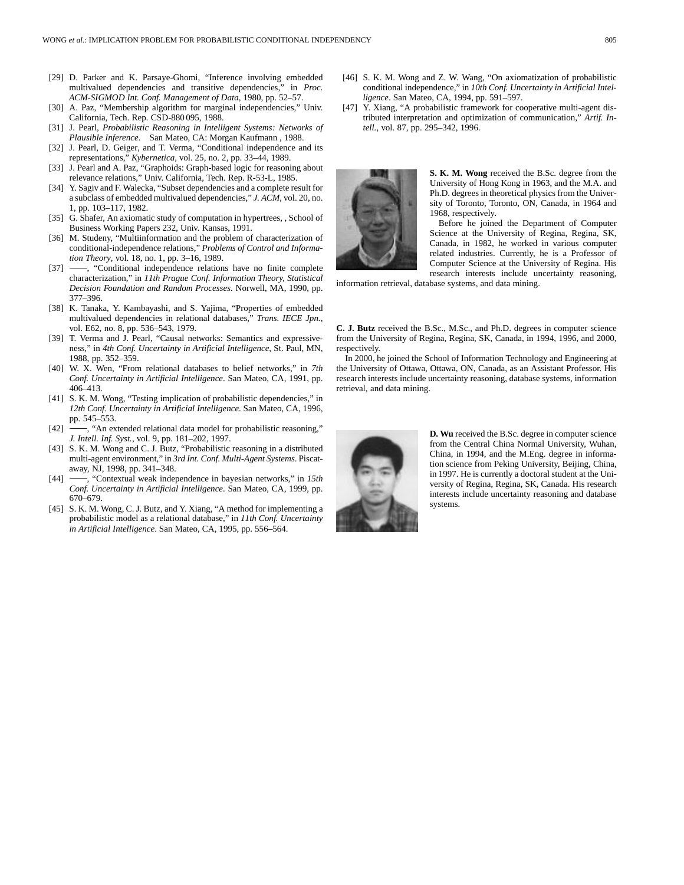[29] D. Parker and K. Parsaye-Ghomi, "Inference involving embedded multivalued dependencies and transitive dependencies," in *Proc. ACM-SIGMOD Int. Conf. Management of Data*, 1980, pp. 52–57.

[30] A. Paz, "Membership algorithm for marginal independencies," Univ. California, Tech. Rep. CSD-880 095, 1988.

[31] J. Pearl, *Probabilistic Reasoning in Intelligent Systems: Networks of Plausible Inference*. San Mateo, CA: Morgan Kaufmann , 1988.

[32] J. Pearl, D. Geiger, and T. Verma, "Conditional independence and its representations," *Kybernetica*, vol. 25, no. 2, pp. 33–44, 1989.

[33] J. Pearl and A. Paz, "Graphoids: Graph-based logic for reasoning about relevance relations," Univ. California, Tech. Rep. R-53-L, 1985.

[34] Y. Sagiv and F. Walecka, "Subset dependencies and a complete result for a subclass of embedded multivalued dependencies," *J. ACM*, vol. 20, no. 1, pp. 103–117, 1982.

[35] G. Shafer, An axiomatic study of computation in hypertrees, , School of Business Working Papers 232, Univ. Kansas, 1991.

[36] M. Studeny, "Multiinformation and the problem of characterization of conditional-independence relations," *Problems of Control and Information Theory*, vol. 18, no. 1, pp. 3–16, 1989.

[37] ——, "Conditional independence relations have no finite complete characterization," in *11th Prague Conf. Information Theory, Statistical Decision Foundation and Random Processes*. Norwell, MA, 1990, pp. 377–396.

[38] K. Tanaka, Y. Kambayashi, and S. Yajima, "Properties of embedded multivalued dependencies in relational databases," *Trans. IECE Jpn.*, vol. E62, no. 8, pp. 536–543, 1979.

[39] T. Verma and J. Pearl, "Causal networks: Semantics and expressiveness," in *4th Conf. Uncertainty in Artificial Intelligence*, St. Paul, MN, 1988, pp. 352–359.

[40] W. X. Wen, "From relational databases to belief networks," in *7th Conf. Uncertainty in Artificial Intelligence*. San Mateo, CA, 1991, pp. 406–413.

[41] S. K. M. Wong, "Testing implication of probabilistic dependencies," in *12th Conf. Uncertainty in Artificial Intelligence*. San Mateo, CA, 1996, pp. 545–553.

[42] ——, "An extended relational data model for probabilistic reasoning," *J. Intell. Inf. Syst.*, vol. 9, pp. 181–202, 1997.

[43] S. K. M. Wong and C. J. Butz, "Probabilistic reasoning in a distributed multi-agent environment," in *3rd Int. Conf. Multi-Agent Systems*. Piscataway, NJ, 1998, pp. 341–348.

[44] ——, "Contextual weak independence in bayesian networks," in *15th Conf. Uncertainty in Artificial Intelligence*. San Mateo, CA, 1999, pp. 670–679.

[45] S. K. M. Wong, C. J. Butz, and Y. Xiang, "A method for implementing a probabilistic model as a relational database," in *11th Conf. Uncertainty in Artificial Intelligence*. San Mateo, CA, 1995, pp. 556–564.

[46] S. K. M. Wong and Z. W. Wang, "On axiomatization of probabilistic conditional independence," in *10th Conf. Uncertainty in Artificial Intelligence*. San Mateo, CA, 1994, pp. 591–597.

[47] Y. Xiang, "A probabilistic framework for cooperative multi-agent distributed interpretation and optimization of communication," *Artif. Intell.*, vol. 87, pp. 295–342, 1996.

**S. K. M. Wong** received the B.Sc. degree from the University of Hong Kong in 1963, and the M.A. and Ph.D. degrees in theoretical physics from the University of Toronto, Toronto, ON, Canada, in 1964 and 1968, respectively.

Before he joined the Department of Computer Science at the University of Regina, Regina, SK, Canada, in 1982, he worked in various computer related industries. Currently, he is a Professor of Computer Science at the University of Regina. His research interests include uncertainty reasoning, information retrieval, database systems, and data mining.

**C. J. Butz** received the B.Sc., M.Sc., and Ph.D. degrees in computer science from the University of Regina, Regina, SK, Canada, in 1994, 1996, and 2000, respectively.

In 2000, he joined the School of Information Technology and Engineering at the University of Ottawa, Ottawa, ON, Canada, as an Assistant Professor. His research interests include uncertainty reasoning, database systems, information retrieval, and data mining.

**D. Wu** received the B.Sc. degree in computer science from the Central China Normal University, Wuhan, China, in 1994, and the M.Eng. degree in information science from Peking University, Beijing, China, in 1997. He is currently a doctoral student at the University of Regina, Regina, SK, Canada. His research interests include uncertainty reasoning and database systems.